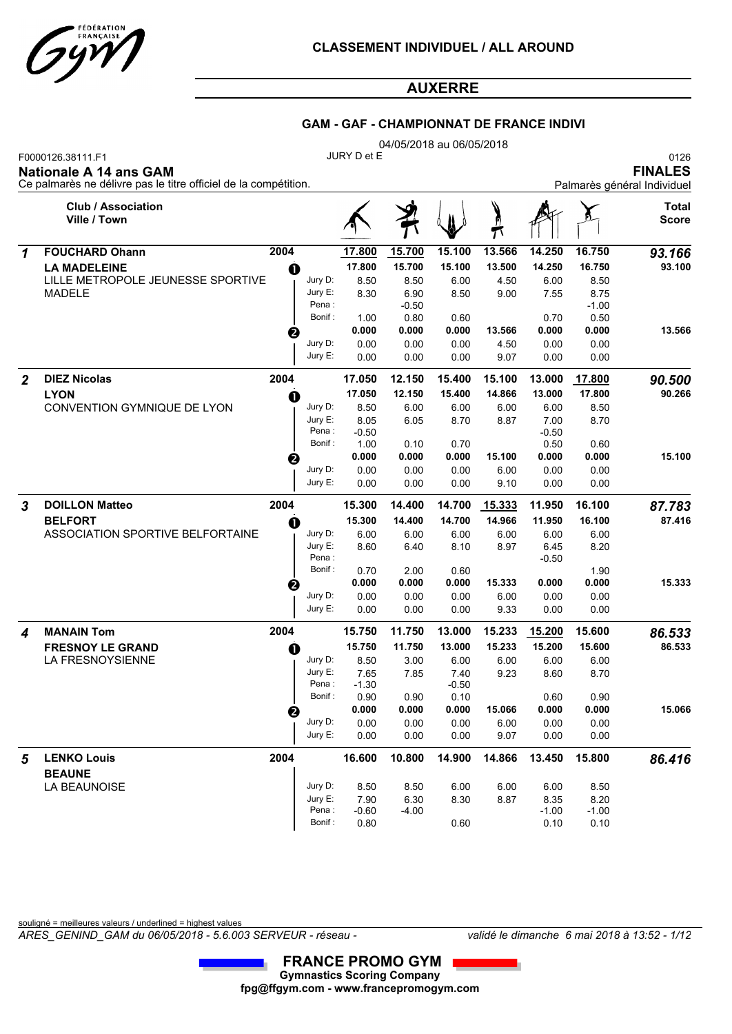# CLASSEMENT INDIVIDUEL / ALL AROUND

## AUXERRE

### GAM - GAF - CHAMPIONNAT DE FRANCE INDIVI

04/05/2018 au 06/05/2018

F0000126.38111.F1 — JURY D et E — 0126

**Nationale A 14 ans GAM** — **FINALES**

Ce palmarès ne délivre pas le titre officiel de la compétition. — Palmarès général Individuel

| | Club / Association Ville / Town | | | Sol | Arçons | Anneaux | Saut | Parallèles | Fixe | Total Score |
|---|---|---|---|---|---|---|---|---|---|---|
| *1* | **FOUCHARD Ohann** | 2004 | | <u>**17.800**</u> | <u>**15.700**</u> | <u>**15.100**</u> | **13.566** | **14.250** | **16.750** | ***93.166*** |
| | **LA MADELEINE** | ❶ | | **17.800** | **15.700** | **15.100** | **13.500** | **14.250** | **16.750** | **93.100** |
| | LILLE METROPOLE JEUNESSE SPORTIVE | | Jury D: | 8.50 | 8.50 | 6.00 | 4.50 | 6.00 | 8.50 | |
| | MADELE | | Jury E: | 8.30 | 6.90 | 8.50 | 9.00 | 7.55 | 8.75 | |
| | | | Pena : | | -0.50 | | | | -1.00 | |
| | | | Bonif : | 1.00 | 0.80 | 0.60 | | 0.70 | 0.50 | |
| | | ❷ | | **0.000** | **0.000** | **0.000** | **13.566** | **0.000** | **0.000** | **13.566** |
| | | | Jury D: | 0.00 | 0.00 | 0.00 | 4.50 | 0.00 | 0.00 | |
| | | | Jury E: | 0.00 | 0.00 | 0.00 | 9.07 | 0.00 | 0.00 | |
| *2* | **DIEZ Nicolas** | 2004 | | **17.050** | **12.150** | **15.400** | **15.100** | **13.000** | <u>**17.800**</u> | ***90.500*** |
| | **LYON** | ❶ | | **17.050** | **12.150** | **15.400** | **14.866** | **13.000** | **17.800** | **90.266** |
| | CONVENTION GYMNIQUE DE LYON | | Jury D: | 8.50 | 6.00 | 6.00 | 6.00 | 6.00 | 8.50 | |
| | | | Jury E: | 8.05 | 6.05 | 8.70 | 8.87 | 7.00 | 8.70 | |
| | | | Pena : | -0.50 | | | | -0.50 | | |
| | | | Bonif : | 1.00 | 0.10 | 0.70 | | 0.50 | 0.60 | |
| | | ❷ | | **0.000** | **0.000** | **0.000** | **15.100** | **0.000** | **0.000** | **15.100** |
| | | | Jury D: | 0.00 | 0.00 | 0.00 | 6.00 | 0.00 | 0.00 | |
| | | | Jury E: | 0.00 | 0.00 | 0.00 | 9.10 | 0.00 | 0.00 | |
| *3* | **DOILLON Matteo** | 2004 | | **15.300** | **14.400** | **14.700** | <u>**15.333**</u> | **11.950** | **16.100** | ***87.783*** |
| | **BELFORT** | ❶ | | **15.300** | **14.400** | **14.700** | **14.966** | **11.950** | **16.100** | **87.416** |
| | ASSOCIATION SPORTIVE BELFORTAINE | | Jury D: | 6.00 | 6.00 | 6.00 | 6.00 | 6.00 | 6.00 | |
| | | | Jury E: | 8.60 | 6.40 | 8.10 | 8.97 | 6.45 | 8.20 | |
| | | | Pena : | | | | | -0.50 | | |
| | | | Bonif : | 0.70 | 2.00 | 0.60 | | | 1.90 | |
| | | ❷ | | **0.000** | **0.000** | **0.000** | **15.333** | **0.000** | **0.000** | **15.333** |
| | | | Jury D: | 0.00 | 0.00 | 0.00 | 6.00 | 0.00 | 0.00 | |
| | | | Jury E: | 0.00 | 0.00 | 0.00 | 9.33 | 0.00 | 0.00 | |
| *4* | **MANAIN Tom** | 2004 | | **15.750** | **11.750** | **13.000** | **15.233** | <u>**15.200**</u> | **15.600** | ***86.533*** |
| | **FRESNOY LE GRAND** | ❶ | | **15.750** | **11.750** | **13.000** | **15.233** | **15.200** | **15.600** | **86.533** |
| | LA FRESNOYSIENNE | | Jury D: | 8.50 | 3.00 | 6.00 | 6.00 | 6.00 | 6.00 | |
| | | | Jury E: | 7.65 | 7.85 | 7.40 | 9.23 | 8.60 | 8.70 | |
| | | | Pena : | -1.30 | | -0.50 | | | | |
| | | | Bonif : | 0.90 | 0.90 | 0.10 | | 0.60 | 0.90 | |
| | | ❷ | | **0.000** | **0.000** | **0.000** | **15.066** | **0.000** | **0.000** | **15.066** |
| | | | Jury D: | 0.00 | 0.00 | 0.00 | 6.00 | 0.00 | 0.00 | |
| | | | Jury E: | 0.00 | 0.00 | 0.00 | 9.07 | 0.00 | 0.00 | |
| *5* | **LENKO Louis** | 2004 | | **16.600** | **10.800** | **14.900** | **14.866** | **13.450** | **15.800** | ***86.416*** |
| | **BEAUNE** | | | | | | | | | |
| | LA BEAUNOISE | | Jury D: | 8.50 | 8.50 | 6.00 | 6.00 | 6.00 | 8.50 | |
| | | | Jury E: | 7.90 | 6.30 | 8.30 | 8.87 | 8.35 | 8.20 | |
| | | | Pena : | -0.60 | -4.00 | | | -1.00 | -1.00 | |
| | | | Bonif : | 0.80 | | 0.60 | | 0.10 | 0.10 | |

<u>souligné = meilleures valeurs / underlined = highest values</u>

*ARES_GENIND_GAM du 06/05/2018 - 5.6.003 SERVEUR - réseau -* — *validé le dimanche 6 mai 2018 à 13:52*

**FRANCE PROMO GYM**
**Gymnastics Scoring Company**
**fpg@ffgym.com - www.francepromogym.com**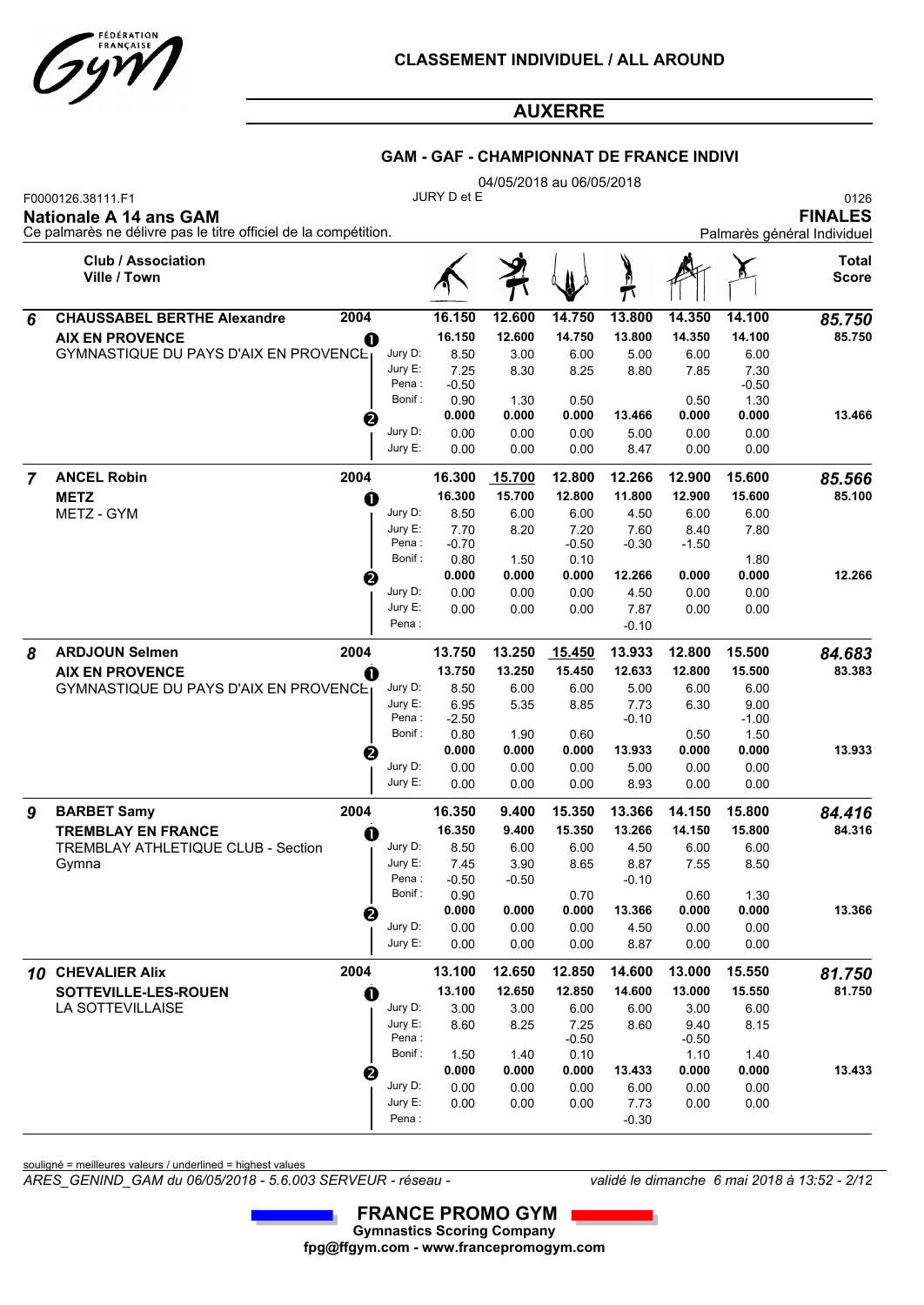# CLASSEMENT INDIVIDUEL / ALL AROUND

## AUXERRE

### GAM - GAF - CHAMPIONNAT DE FRANCE INDIVI

04/05/2018 au 06/05/2018

F0000126.38111.F1 — JURY D et E — 0126

**Nationale A 14 ans GAM** — **FINALES**

Ce palmarès ne délivre pas le titre officiel de la compétition. — Palmarès général Individuel

| Rang | Club / Association / Ville / Town | Année | | | Sol | Arçons | Anneaux | Saut | Parallèles | Fixe | Total Score |
|---|---|---|---|---|---|---|---|---|---|---|---|
| 6 | **CHAUSSABEL BERTHE Alexandre** | 2004 | | | 16.150 | 12.600 | 14.750 | 13.800 | 14.350 | 14.100 | ***85.750*** |
| | **AIX EN PROVENCE** | | 1 | | 16.150 | 12.600 | 14.750 | 13.800 | 14.350 | 14.100 | 85.750 |
| | GYMNASTIQUE DU PAYS D'AIX EN PROVENCE | | | Jury D: | 8.50 | 3.00 | 6.00 | 5.00 | 6.00 | 6.00 | |
| | | | | Jury E: | 7.25 | 8.30 | 8.25 | 8.80 | 7.85 | 7.30 | |
| | | | | Pena : | -0.50 | | | | | -0.50 | |
| | | | | Bonif : | 0.90 | 1.30 | 0.50 | | 0.50 | 1.30 | |
| | | | 2 | | 0.000 | 0.000 | 0.000 | 13.466 | 0.000 | 0.000 | 13.466 |
| | | | | Jury D: | 0.00 | 0.00 | 0.00 | 5.00 | 0.00 | 0.00 | |
| | | | | Jury E: | 0.00 | 0.00 | 0.00 | 8.47 | 0.00 | 0.00 | |
| 7 | **ANCEL Robin** | 2004 | | | 16.300 | <u>15.700</u> | 12.800 | 12.266 | 12.900 | 15.600 | ***85.566*** |
| | **METZ** | | 1 | | 16.300 | 15.700 | 12.800 | 11.800 | 12.900 | 15.600 | 85.100 |
| | METZ - GYM | | | Jury D: | 8.50 | 6.00 | 6.00 | 4.50 | 6.00 | 6.00 | |
| | | | | Jury E: | 7.70 | 8.20 | 7.20 | 7.60 | 8.40 | 7.80 | |
| | | | | Pena : | -0.70 | | -0.50 | -0.30 | -1.50 | | |
| | | | | Bonif : | 0.80 | 1.50 | 0.10 | | | 1.80 | |
| | | | 2 | | 0.000 | 0.000 | 0.000 | 12.266 | 0.000 | 0.000 | 12.266 |
| | | | | Jury D: | 0.00 | 0.00 | 0.00 | 4.50 | 0.00 | 0.00 | |
| | | | | Jury E: | 0.00 | 0.00 | 0.00 | 7.87 | 0.00 | 0.00 | |
| | | | | Pena : | | | | -0.10 | | | |
| 8 | **ARDJOUN Selmen** | 2004 | | | 13.750 | 13.250 | <u>15.450</u> | 13.933 | 12.800 | 15.500 | ***84.683*** |
| | **AIX EN PROVENCE** | | 1 | | 13.750 | 13.250 | 15.450 | 12.633 | 12.800 | 15.500 | 83.383 |
| | GYMNASTIQUE DU PAYS D'AIX EN PROVENCE | | | Jury D: | 8.50 | 6.00 | 6.00 | 5.00 | 6.00 | 6.00 | |
| | | | | Jury E: | 6.95 | 5.35 | 8.85 | 7.73 | 6.30 | 9.00 | |
| | | | | Pena : | -2.50 | | | -0.10 | | -1.00 | |
| | | | | Bonif : | 0.80 | 1.90 | 0.60 | | 0.50 | 1.50 | |
| | | | 2 | | 0.000 | 0.000 | 0.000 | 13.933 | 0.000 | 0.000 | 13.933 |
| | | | | Jury D: | 0.00 | 0.00 | 0.00 | 5.00 | 0.00 | 0.00 | |
| | | | | Jury E: | 0.00 | 0.00 | 0.00 | 8.93 | 0.00 | 0.00 | |
| 9 | **BARBET Samy** | 2004 | | | 16.350 | 9.400 | 15.350 | 13.366 | 14.150 | 15.800 | ***84.416*** |
| | **TREMBLAY EN FRANCE** | | 1 | | 16.350 | 9.400 | 15.350 | 13.266 | 14.150 | 15.800 | 84.316 |
| | TREMBLAY ATHLETIQUE CLUB - Section Gymna | | | Jury D: | 8.50 | 6.00 | 6.00 | 4.50 | 6.00 | 6.00 | |
| | | | | Jury E: | 7.45 | 3.90 | 8.65 | 8.87 | 7.55 | 8.50 | |
| | | | | Pena : | -0.50 | -0.50 | | -0.10 | | | |
| | | | | Bonif : | 0.90 | | 0.70 | | 0.60 | 1.30 | |
| | | | 2 | | 0.000 | 0.000 | 0.000 | 13.366 | 0.000 | 0.000 | 13.366 |
| | | | | Jury D: | 0.00 | 0.00 | 0.00 | 4.50 | 0.00 | 0.00 | |
| | | | | Jury E: | 0.00 | 0.00 | 0.00 | 8.87 | 0.00 | 0.00 | |
| 10 | **CHEVALIER Alix** | 2004 | | | 13.100 | 12.650 | 12.850 | 14.600 | 13.000 | 15.550 | ***81.750*** |
| | **SOTTEVILLE-LES-ROUEN** | | 1 | | 13.100 | 12.650 | 12.850 | 14.600 | 13.000 | 15.550 | 81.750 |
| | LA SOTTEVILLAISE | | | Jury D: | 3.00 | 3.00 | 6.00 | 6.00 | 3.00 | 6.00 | |
| | | | | Jury E: | 8.60 | 8.25 | 7.25 | 8.60 | 9.40 | 8.15 | |
| | | | | Pena : | | | -0.50 | | -0.50 | | |
| | | | | Bonif : | 1.50 | 1.40 | 0.10 | | 1.10 | 1.40 | |
| | | | 2 | | 0.000 | 0.000 | 0.000 | 13.433 | 0.000 | 0.000 | 13.433 |
| | | | | Jury D: | 0.00 | 0.00 | 0.00 | 6.00 | 0.00 | 0.00 | |
| | | | | Jury E: | 0.00 | 0.00 | 0.00 | 7.73 | 0.00 | 0.00 | |
| | | | | Pena : | | | | -0.30 | | | |

souligné = meilleures valeurs / underlined = highest values

*ARES_GENIND_GAM du 06/05/2018 - 5.6.003 SERVEUR - réseau -* — *validé le dimanche 6 mai 2018 à 13:52*

**FRANCE PROMO GYM**
**Gymnastics Scoring Company**
**fpg@ffgym.com - www.francepromogym.com**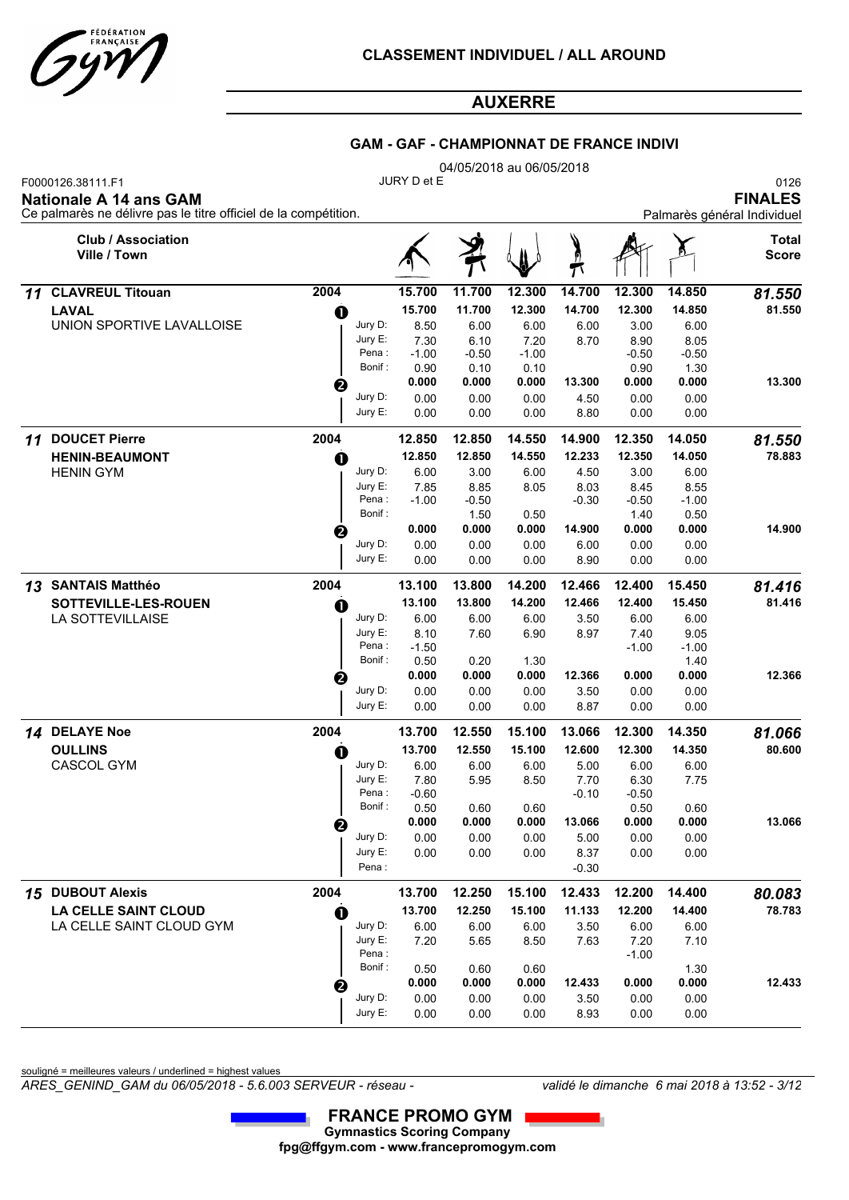## CLASSEMENT INDIVIDUEL / ALL AROUND

## AUXERRE

### GAM - GAF - CHAMPIONNAT DE FRANCE INDIVI

04/05/2018 au 06/05/2018

F0000126.38111.F1 — JURY D et E — 0126

**Nationale A 14 ans GAM** — **FINALES**

Ce palmarès ne délivre pas le titre officiel de la compétition. — Palmarès général Individuel

| Rang | Club / Association / Ville / Town | Année | | Sol | Arçons | Anneaux | Saut | Parallèles | Fixe | Total Score |
|---|---|---|---|---|---|---|---|---|---|---|
| 11 | **CLAVREUL Titouan** | 2004 | | 15.700 | 11.700 | 12.300 | 14.700 | 12.300 | 14.850 | ***81.550*** |
| | **LAVAL** | ❶ | | 15.700 | 11.700 | 12.300 | 14.700 | 12.300 | 14.850 | 81.550 |
| | UNION SPORTIVE LAVALLOISE | | Jury D: | 8.50 | 6.00 | 6.00 | 6.00 | 3.00 | 6.00 | |
| | | | Jury E: | 7.30 | 6.10 | 7.20 | 8.70 | 8.90 | 8.05 | |
| | | | Pena : | -1.00 | -0.50 | -1.00 | | -0.50 | -0.50 | |
| | | | Bonif : | 0.90 | 0.10 | 0.10 | | 0.90 | 1.30 | |
| | | ❷ | | 0.000 | 0.000 | 0.000 | 13.300 | 0.000 | 0.000 | 13.300 |
| | | | Jury D: | 0.00 | 0.00 | 0.00 | 4.50 | 0.00 | 0.00 | |
| | | | Jury E: | 0.00 | 0.00 | 0.00 | 8.80 | 0.00 | 0.00 | |
| 11 | **DOUCET Pierre** | 2004 | | 12.850 | 12.850 | 14.550 | 14.900 | 12.350 | 14.050 | ***81.550*** |
| | **HENIN-BEAUMONT** | ❶ | | 12.850 | 12.850 | 14.550 | 12.233 | 12.350 | 14.050 | 78.883 |
| | HENIN GYM | | Jury D: | 6.00 | 3.00 | 6.00 | 4.50 | 3.00 | 6.00 | |
| | | | Jury E: | 7.85 | 8.85 | 8.05 | 8.03 | 8.45 | 8.55 | |
| | | | Pena : | -1.00 | -0.50 | | -0.30 | -0.50 | -1.00 | |
| | | | Bonif : | | 1.50 | 0.50 | | 1.40 | 0.50 | |
| | | ❷ | | 0.000 | 0.000 | 0.000 | 14.900 | 0.000 | 0.000 | 14.900 |
| | | | Jury D: | 0.00 | 0.00 | 0.00 | 6.00 | 0.00 | 0.00 | |
| | | | Jury E: | 0.00 | 0.00 | 0.00 | 8.90 | 0.00 | 0.00 | |
| 13 | **SANTAIS Matthéo** | 2004 | | 13.100 | 13.800 | 14.200 | 12.466 | 12.400 | 15.450 | ***81.416*** |
| | **SOTTEVILLE-LES-ROUEN** | ❶ | | 13.100 | 13.800 | 14.200 | 12.466 | 12.400 | 15.450 | 81.416 |
| | LA SOTTEVILLAISE | | Jury D: | 6.00 | 6.00 | 6.00 | 3.50 | 6.00 | 6.00 | |
| | | | Jury E: | 8.10 | 7.60 | 6.90 | 8.97 | 7.40 | 9.05 | |
| | | | Pena : | -1.50 | | | | -1.00 | -1.00 | |
| | | | Bonif : | 0.50 | 0.20 | 1.30 | | | 1.40 | |
| | | ❷ | | 0.000 | 0.000 | 0.000 | 12.366 | 0.000 | 0.000 | 12.366 |
| | | | Jury D: | 0.00 | 0.00 | 0.00 | 3.50 | 0.00 | 0.00 | |
| | | | Jury E: | 0.00 | 0.00 | 0.00 | 8.87 | 0.00 | 0.00 | |
| 14 | **DELAYE Noe** | 2004 | | 13.700 | 12.550 | 15.100 | 13.066 | 12.300 | 14.350 | ***81.066*** |
| | **OULLINS** | ❶ | | 13.700 | 12.550 | 15.100 | 12.600 | 12.300 | 14.350 | 80.600 |
| | CASCOL GYM | | Jury D: | 6.00 | 6.00 | 6.00 | 5.00 | 6.00 | 6.00 | |
| | | | Jury E: | 7.80 | 5.95 | 8.50 | 7.70 | 6.30 | 7.75 | |
| | | | Pena : | -0.60 | | | -0.10 | -0.50 | | |
| | | | Bonif : | 0.50 | 0.60 | 0.60 | | 0.50 | 0.60 | |
| | | ❷ | | 0.000 | 0.000 | 0.000 | 13.066 | 0.000 | 0.000 | 13.066 |
| | | | Jury D: | 0.00 | 0.00 | 0.00 | 5.00 | 0.00 | 0.00 | |
| | | | Jury E: | 0.00 | 0.00 | 0.00 | 8.37 | 0.00 | 0.00 | |
| | | | Pena : | | | | -0.30 | | | |
| 15 | **DUBOUT Alexis** | 2004 | | 13.700 | 12.250 | 15.100 | 12.433 | 12.200 | 14.400 | ***80.083*** |
| | **LA CELLE SAINT CLOUD** | ❶ | | 13.700 | 12.250 | 15.100 | 11.133 | 12.200 | 14.400 | 78.783 |
| | LA CELLE SAINT CLOUD GYM | | Jury D: | 6.00 | 6.00 | 6.00 | 3.50 | 6.00 | 6.00 | |
| | | | Jury E: | 7.20 | 5.65 | 8.50 | 7.63 | 7.20 | 7.10 | |
| | | | Pena : | | | | | -1.00 | | |
| | | | Bonif : | 0.50 | 0.60 | 0.60 | | | 1.30 | |
| | | ❷ | | 0.000 | 0.000 | 0.000 | 12.433 | 0.000 | 0.000 | 12.433 |
| | | | Jury D: | 0.00 | 0.00 | 0.00 | 3.50 | 0.00 | 0.00 | |
| | | | Jury E: | 0.00 | 0.00 | 0.00 | 8.93 | 0.00 | 0.00 | |

souligné = meilleures valeurs / underlined = highest values

*ARES_GENIND_GAM du 06/05/2018 - 5.6.003 SERVEUR - réseau -* — *validé le dimanche 6 mai 2018 à 13:52*

**FRANCE PROMO GYM**
**Gymnastics Scoring Company**
**fpg@ffgym.com - www.francepromogym.com**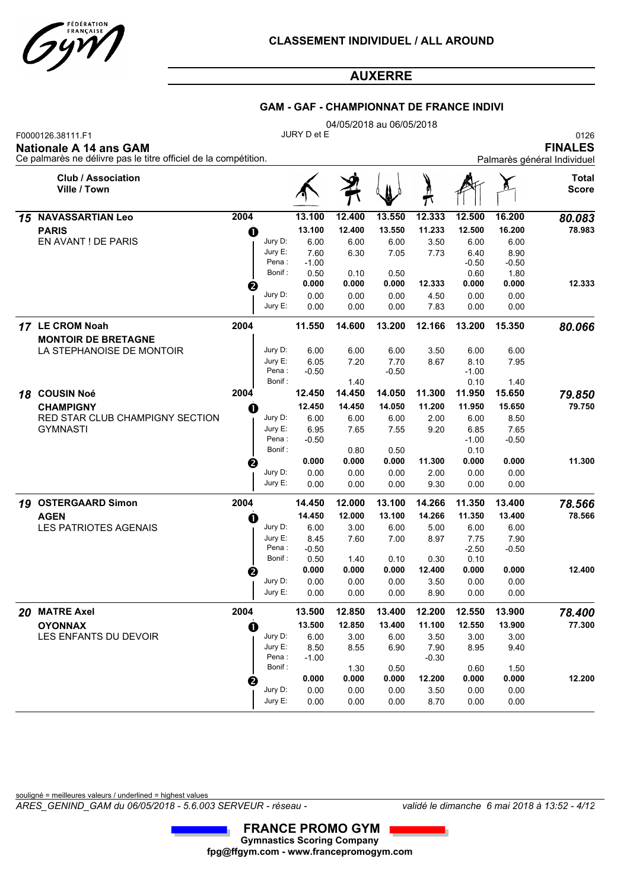# CLASSEMENT INDIVIDUEL / ALL AROUND

## AUXERRE

### GAM - GAF - CHAMPIONNAT DE FRANCE INDIVI

04/05/2018 au 06/05/2018

F0000126.38111.F1 JURY D et E 0126

**Nationale A 14 ans GAM** **FINALES**

Ce palmarès ne délivre pas le titre officiel de la compétition. Palmarès général Individuel

| Rang | Club / Association Ville / Town | Année | | Sol | Arçons | Anneaux | Saut | Parallèles | Fixe | Total Score |
|---|---|---|---|---|---|---|---|---|---|---|
| **15** | **NAVASSARTIAN Leo** | **2004** | | **13.100** | **12.400** | **13.550** | **12.333** | **12.500** | **16.200** | ***80.083*** |
| | **PARIS** | ❶ | | **13.100** | **12.400** | **13.550** | **11.233** | **12.500** | **16.200** | **78.983** |
| | EN AVANT ! DE PARIS | | Jury D: | 6.00 | 6.00 | 6.00 | 3.50 | 6.00 | 6.00 | |
| | | | Jury E: | 7.60 | 6.30 | 7.05 | 7.73 | 6.40 | 8.90 | |
| | | | Pena : | -1.00 | | | | -0.50 | -0.50 | |
| | | | Bonif : | 0.50 | 0.10 | 0.50 | | 0.60 | 1.80 | |
| | | ❷ | | **0.000** | **0.000** | **0.000** | **12.333** | **0.000** | **0.000** | **12.333** |
| | | | Jury D: | 0.00 | 0.00 | 0.00 | 4.50 | 0.00 | 0.00 | |
| | | | Jury E: | 0.00 | 0.00 | 0.00 | 7.83 | 0.00 | 0.00 | |
| **17** | **LE CROM Noah** | **2004** | | **11.550** | **14.600** | **13.200** | **12.166** | **13.200** | **15.350** | ***80.066*** |
| | **MONTOIR DE BRETAGNE** | | | | | | | | | |
| | LA STEPHANOISE DE MONTOIR | | Jury D: | 6.00 | 6.00 | 6.00 | 3.50 | 6.00 | 6.00 | |
| | | | Jury E: | 6.05 | 7.20 | 7.70 | 8.67 | 8.10 | 7.95 | |
| | | | Pena : | -0.50 | | -0.50 | | -1.00 | | |
| | | | Bonif : | | 1.40 | | | 0.10 | 1.40 | |
| **18** | **COUSIN Noé** | **2004** | | **12.450** | **14.450** | **14.050** | **11.300** | **11.950** | **15.650** | ***79.850*** |
| | **CHAMPIGNY** | ❶ | | **12.450** | **14.450** | **14.050** | **11.200** | **11.950** | **15.650** | **79.750** |
| | RED STAR CLUB CHAMPIGNY SECTION GYMNASTI | | Jury D: | 6.00 | 6.00 | 6.00 | 2.00 | 6.00 | 8.50 | |
| | | | Jury E: | 6.95 | 7.65 | 7.55 | 9.20 | 6.85 | 7.65 | |
| | | | Pena : | -0.50 | | | | -1.00 | -0.50 | |
| | | | Bonif : | | 0.80 | 0.50 | | 0.10 | | |
| | | ❷ | | **0.000** | **0.000** | **0.000** | **11.300** | **0.000** | **0.000** | **11.300** |
| | | | Jury D: | 0.00 | 0.00 | 0.00 | 2.00 | 0.00 | 0.00 | |
| | | | Jury E: | 0.00 | 0.00 | 0.00 | 9.30 | 0.00 | 0.00 | |
| **19** | **OSTERGAARD Simon** | **2004** | | **14.450** | **12.000** | **13.100** | **14.266** | **11.350** | **13.400** | ***78.566*** |
| | **AGEN** | ❶ | | **14.450** | **12.000** | **13.100** | **14.266** | **11.350** | **13.400** | **78.566** |
| | LES PATRIOTES AGENAIS | | Jury D: | 6.00 | 3.00 | 6.00 | 5.00 | 6.00 | 6.00 | |
| | | | Jury E: | 8.45 | 7.60 | 7.00 | 8.97 | 7.75 | 7.90 | |
| | | | Pena : | -0.50 | | | | -2.50 | -0.50 | |
| | | | Bonif : | 0.50 | 1.40 | 0.10 | 0.30 | 0.10 | | |
| | | ❷ | | **0.000** | **0.000** | **0.000** | **12.400** | **0.000** | **0.000** | **12.400** |
| | | | Jury D: | 0.00 | 0.00 | 0.00 | 3.50 | 0.00 | 0.00 | |
| | | | Jury E: | 0.00 | 0.00 | 0.00 | 8.90 | 0.00 | 0.00 | |
| **20** | **MATRE Axel** | **2004** | | **13.500** | **12.850** | **13.400** | **12.200** | **12.550** | **13.900** | ***78.400*** |
| | **OYONNAX** | ❶ | | **13.500** | **12.850** | **13.400** | **11.100** | **12.550** | **13.900** | **77.300** |
| | LES ENFANTS DU DEVOIR | | Jury D: | 6.00 | 3.00 | 6.00 | 3.50 | 3.00 | 3.00 | |
| | | | Jury E: | 8.50 | 8.55 | 6.90 | 7.90 | 8.95 | 9.40 | |
| | | | Pena : | -1.00 | | | -0.30 | | | |
| | | | Bonif : | | 1.30 | 0.50 | | 0.60 | 1.50 | |
| | | ❷ | | **0.000** | **0.000** | **0.000** | **12.200** | **0.000** | **0.000** | **12.200** |
| | | | Jury D: | 0.00 | 0.00 | 0.00 | 3.50 | 0.00 | 0.00 | |
| | | | Jury E: | 0.00 | 0.00 | 0.00 | 8.70 | 0.00 | 0.00 | |

souligné = meilleures valeurs / underlined = highest values

*ARES_GENIND_GAM du 06/05/2018 - 5.6.003 SERVEUR - réseau -* *validé le dimanche 6 mai 2018 à 13:52*

**FRANCE PROMO GYM**
**Gymnastics Scoring Company**
**fpg@ffgym.com - www.francepromogym.com**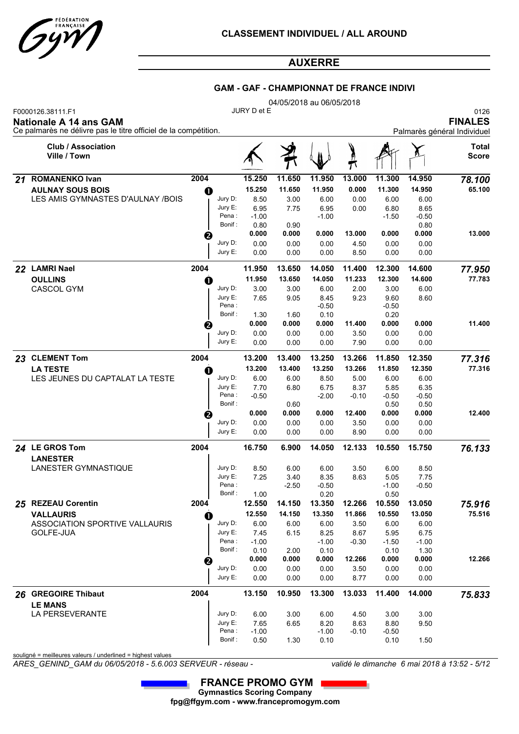# CLASSEMENT INDIVIDUEL / ALL AROUND

## AUXERRE

### GAM - GAF - CHAMPIONNAT DE FRANCE INDIVI

04/05/2018 au 06/05/2018

F0000126.38111.F1 — JURY D et E — 0126

**Nationale A 14 ans GAM** — **FINALES**

Ce palmarès ne délivre pas le titre officiel de la compétition. — Palmarès général Individuel

| Rang | Club / Association / Ville / Town | Année | Passage | | Sol | Arçons | Anneaux | Saut | Parallèles | Fixe | Total Score |
|---|---|---|---|---|---|---|---|---|---|---|---|
| 21 | **ROMANENKO Ivan** | 2004 | | | 15.250 | 11.650 | 11.950 | 13.000 | 11.300 | 14.950 | *78.100* |
| | **AULNAY SOUS BOIS** | | 1 | | 15.250 | 11.650 | 11.950 | 0.000 | 11.300 | 14.950 | 65.100 |
| | LES AMIS GYMNASTES D'AULNAY /BOIS | | | Jury D: | 8.50 | 3.00 | 6.00 | 0.00 | 6.00 | 6.00 | |
| | | | | Jury E: | 6.95 | 7.75 | 6.95 | 0.00 | 6.80 | 8.65 | |
| | | | | Pena : | -1.00 | | -1.00 | | -1.50 | -0.50 | |
| | | | | Bonif : | 0.80 | 0.90 | | | | 0.80 | |
| | | | 2 | | 0.000 | 0.000 | 0.000 | 13.000 | 0.000 | 0.000 | 13.000 |
| | | | | Jury D: | 0.00 | 0.00 | 0.00 | 4.50 | 0.00 | 0.00 | |
| | | | | Jury E: | 0.00 | 0.00 | 0.00 | 8.50 | 0.00 | 0.00 | |
| 22 | **LAMRI Nael** | 2004 | | | 11.950 | 13.650 | 14.050 | 11.400 | 12.300 | 14.600 | *77.950* |
| | **OULLINS** | | 1 | | 11.950 | 13.650 | 14.050 | 11.233 | 12.300 | 14.600 | 77.783 |
| | CASCOL GYM | | | Jury D: | 3.00 | 3.00 | 6.00 | 2.00 | 3.00 | 6.00 | |
| | | | | Jury E: | 7.65 | 9.05 | 8.45 | 9.23 | 9.60 | 8.60 | |
| | | | | Pena : | | | -0.50 | | -0.50 | | |
| | | | | Bonif : | 1.30 | 1.60 | 0.10 | | 0.20 | | |
| | | | 2 | | 0.000 | 0.000 | 0.000 | 11.400 | 0.000 | 0.000 | 11.400 |
| | | | | Jury D: | 0.00 | 0.00 | 0.00 | 3.50 | 0.00 | 0.00 | |
| | | | | Jury E: | 0.00 | 0.00 | 0.00 | 7.90 | 0.00 | 0.00 | |
| 23 | **CLEMENT Tom** | 2004 | | | 13.200 | 13.400 | 13.250 | 13.266 | 11.850 | 12.350 | *77.316* |
| | **LA TESTE** | | 1 | | 13.200 | 13.400 | 13.250 | 13.266 | 11.850 | 12.350 | 77.316 |
| | LES JEUNES DU CAPTALAT LA TESTE | | | Jury D: | 6.00 | 6.00 | 8.50 | 5.00 | 6.00 | 6.00 | |
| | | | | Jury E: | 7.70 | 6.80 | 6.75 | 8.37 | 5.85 | 6.35 | |
| | | | | Pena : | -0.50 | | -2.00 | -0.10 | -0.50 | -0.50 | |
| | | | | Bonif : | | 0.60 | | | 0.50 | 0.50 | |
| | | | 2 | | 0.000 | 0.000 | 0.000 | 12.400 | 0.000 | 0.000 | 12.400 |
| | | | | Jury D: | 0.00 | 0.00 | 0.00 | 3.50 | 0.00 | 0.00 | |
| | | | | Jury E: | 0.00 | 0.00 | 0.00 | 8.90 | 0.00 | 0.00 | |
| 24 | **LE GROS Tom** | 2004 | | | 16.750 | 6.900 | 14.050 | 12.133 | 10.550 | 15.750 | *76.133* |
| | **LANESTER** | | | | | | | | | | |
| | LANESTER GYMNASTIQUE | | | Jury D: | 8.50 | 6.00 | 6.00 | 3.50 | 6.00 | 8.50 | |
| | | | | Jury E: | 7.25 | 3.40 | 8.35 | 8.63 | 5.05 | 7.75 | |
| | | | | Pena : | | -2.50 | -0.50 | | -1.00 | -0.50 | |
| | | | | Bonif : | 1.00 | | 0.20 | | 0.50 | | |
| 25 | **REZEAU Corentin** | 2004 | | | 12.550 | 14.150 | 13.350 | 12.266 | 10.550 | 13.050 | *75.916* |
| | **VALLAURIS** | | 1 | | 12.550 | 14.150 | 13.350 | 11.866 | 10.550 | 13.050 | 75.516 |
| | ASSOCIATION SPORTIVE VALLAURIS GOLFE-JUA | | | Jury D: | 6.00 | 6.00 | 6.00 | 3.50 | 6.00 | 6.00 | |
| | | | | Jury E: | 7.45 | 6.15 | 8.25 | 8.67 | 5.95 | 6.75 | |
| | | | | Pena : | -1.00 | | -1.00 | -0.30 | -1.50 | -1.00 | |
| | | | | Bonif : | 0.10 | 2.00 | 0.10 | | 0.10 | 1.30 | |
| | | | 2 | | 0.000 | 0.000 | 0.000 | 12.266 | 0.000 | 0.000 | 12.266 |
| | | | | Jury D: | 0.00 | 0.00 | 0.00 | 3.50 | 0.00 | 0.00 | |
| | | | | Jury E: | 0.00 | 0.00 | 0.00 | 8.77 | 0.00 | 0.00 | |
| 26 | **GREGOIRE Thibaut** | 2004 | | | 13.150 | 10.950 | 13.300 | 13.033 | 11.400 | 14.000 | *75.833* |
| | **LE MANS** | | | | | | | | | | |
| | LA PERSEVERANTE | | | Jury D: | 6.00 | 3.00 | 6.00 | 4.50 | 3.00 | 3.00 | |
| | | | | Jury E: | 7.65 | 6.65 | 8.20 | 8.63 | 8.80 | 9.50 | |
| | | | | Pena : | -1.00 | | -1.00 | -0.10 | -0.50 | | |
| | | | | Bonif : | 0.50 | 1.30 | 0.10 | | 0.10 | 1.50 | |

souligné = meilleures valeurs / underlined = highest values

*ARES_GENIND_GAM du 06/05/2018 - 5.6.003 SERVEUR - réseau -* *validé le dimanche 6 mai 2018 à 13:52 - 5/12*

**FRANCE PROMO GYM**
**Gymnastics Scoring Company**
**fpg@ffgym.com - www.francepromogym.com**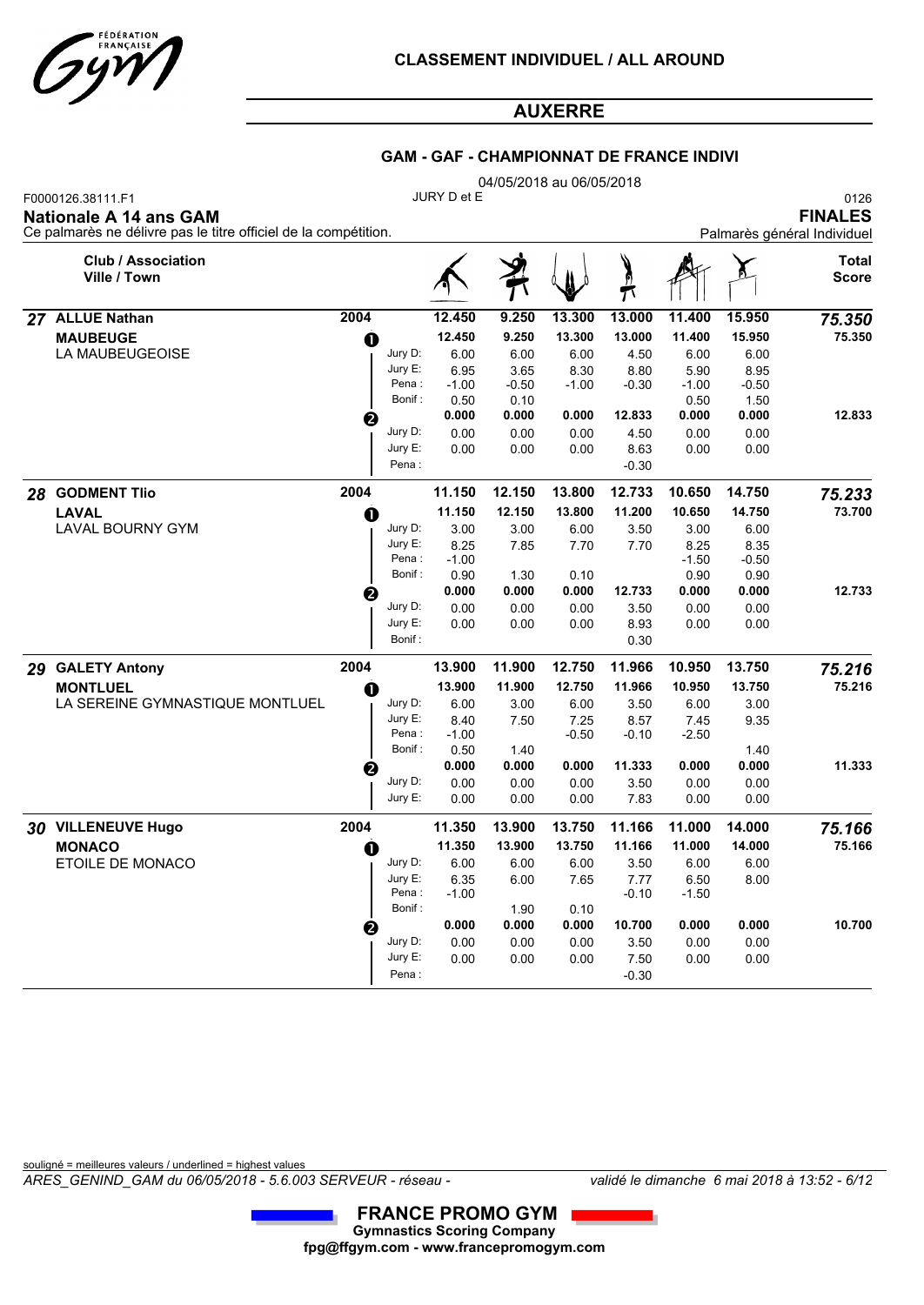# CLASSEMENT INDIVIDUEL / ALL AROUND

## AUXERRE

### GAM - GAF - CHAMPIONNAT DE FRANCE INDIVI

04/05/2018 au 06/05/2018

F0000126.38111.F1 — JURY D et E — 0126

**Nationale A 14 ans GAM** — **FINALES**

Ce palmarès ne délivre pas le titre officiel de la compétition. — Palmarès général Individuel

| | Club / Association<br>Ville / Town | | | Floor | Pommel horse | Rings | Vault | Parallel bars | High bar | Total Score |
|---|---|---|---|---|---|---|---|---|---|---|
| **27** | **ALLUE Nathan** | 2004 | | **12.450** | **9.250** | **13.300** | **13.000** | **11.400** | **15.950** | ***75.350*** |
| | **MAUBEUGE** | ❶ | | **12.450** | **9.250** | **13.300** | **13.000** | **11.400** | **15.950** | **75.350** |
| | LA MAUBEUGEOISE | | Jury D: | 6.00 | 6.00 | 6.00 | 4.50 | 6.00 | 6.00 | |
| | | | Jury E: | 6.95 | 3.65 | 8.30 | 8.80 | 5.90 | 8.95 | |
| | | | Pena : | -1.00 | -0.50 | -1.00 | -0.30 | -1.00 | -0.50 | |
| | | | Bonif : | 0.50 | 0.10 | | | 0.50 | 1.50 | |
| | | ❷ | | **0.000** | **0.000** | **0.000** | **12.833** | **0.000** | **0.000** | **12.833** |
| | | | Jury D: | 0.00 | 0.00 | 0.00 | 4.50 | 0.00 | 0.00 | |
| | | | Jury E: | 0.00 | 0.00 | 0.00 | 8.63 | 0.00 | 0.00 | |
| | | | Pena : | | | | -0.30 | | | |
| **28** | **GODMENT Tlio** | 2004 | | **11.150** | **12.150** | **13.800** | **12.733** | **10.650** | **14.750** | ***75.233*** |
| | **LAVAL** | ❶ | | **11.150** | **12.150** | **13.800** | **11.200** | **10.650** | **14.750** | **73.700** |
| | LAVAL BOURNY GYM | | Jury D: | 3.00 | 3.00 | 6.00 | 3.50 | 3.00 | 6.00 | |
| | | | Jury E: | 8.25 | 7.85 | 7.70 | 7.70 | 8.25 | 8.35 | |
| | | | Pena : | -1.00 | | | | -1.50 | -0.50 | |
| | | | Bonif : | 0.90 | 1.30 | 0.10 | | 0.90 | 0.90 | |
| | | ❷ | | **0.000** | **0.000** | **0.000** | **12.733** | **0.000** | **0.000** | **12.733** |
| | | | Jury D: | 0.00 | 0.00 | 0.00 | 3.50 | 0.00 | 0.00 | |
| | | | Jury E: | 0.00 | 0.00 | 0.00 | 8.93 | 0.00 | 0.00 | |
| | | | Bonif : | | | | 0.30 | | | |
| **29** | **GALETY Antony** | 2004 | | **13.900** | **11.900** | **12.750** | **11.966** | **10.950** | **13.750** | ***75.216*** |
| | **MONTLUEL** | ❶ | | **13.900** | **11.900** | **12.750** | **11.966** | **10.950** | **13.750** | **75.216** |
| | LA SEREINE GYMNASTIQUE MONTLUEL | | Jury D: | 6.00 | 3.00 | 6.00 | 3.50 | 6.00 | 3.00 | |
| | | | Jury E: | 8.40 | 7.50 | 7.25 | 8.57 | 7.45 | 9.35 | |
| | | | Pena : | -1.00 | | -0.50 | -0.10 | -2.50 | | |
| | | | Bonif : | 0.50 | 1.40 | | | | 1.40 | |
| | | ❷ | | **0.000** | **0.000** | **0.000** | **11.333** | **0.000** | **0.000** | **11.333** |
| | | | Jury D: | 0.00 | 0.00 | 0.00 | 3.50 | 0.00 | 0.00 | |
| | | | Jury E: | 0.00 | 0.00 | 0.00 | 7.83 | 0.00 | 0.00 | |
| **30** | **VILLENEUVE Hugo** | 2004 | | **11.350** | **13.900** | **13.750** | **11.166** | **11.000** | **14.000** | ***75.166*** |
| | **MONACO** | ❶ | | **11.350** | **13.900** | **13.750** | **11.166** | **11.000** | **14.000** | **75.166** |
| | ETOILE DE MONACO | | Jury D: | 6.00 | 6.00 | 6.00 | 3.50 | 6.00 | 6.00 | |
| | | | Jury E: | 6.35 | 6.00 | 7.65 | 7.77 | 6.50 | 8.00 | |
| | | | Pena : | -1.00 | | | -0.10 | -1.50 | | |
| | | | Bonif : | | 1.90 | 0.10 | | | | |
| | | ❷ | | **0.000** | **0.000** | **0.000** | **10.700** | **0.000** | **0.000** | **10.700** |
| | | | Jury D: | 0.00 | 0.00 | 0.00 | 3.50 | 0.00 | 0.00 | |
| | | | Jury E: | 0.00 | 0.00 | 0.00 | 7.50 | 0.00 | 0.00 | |
| | | | Pena : | | | | -0.30 | | | |

souligné = meilleures valeurs / underlined = highest values

*ARES_GENIND_GAM du 06/05/2018 - 5.6.003 SERVEUR - réseau -* — *validé le dimanche 6 mai 2018 à 13:52*

**FRANCE PROMO GYM**
**Gymnastics Scoring Company**
**fpg@ffgym.com - www.francepromogym.com**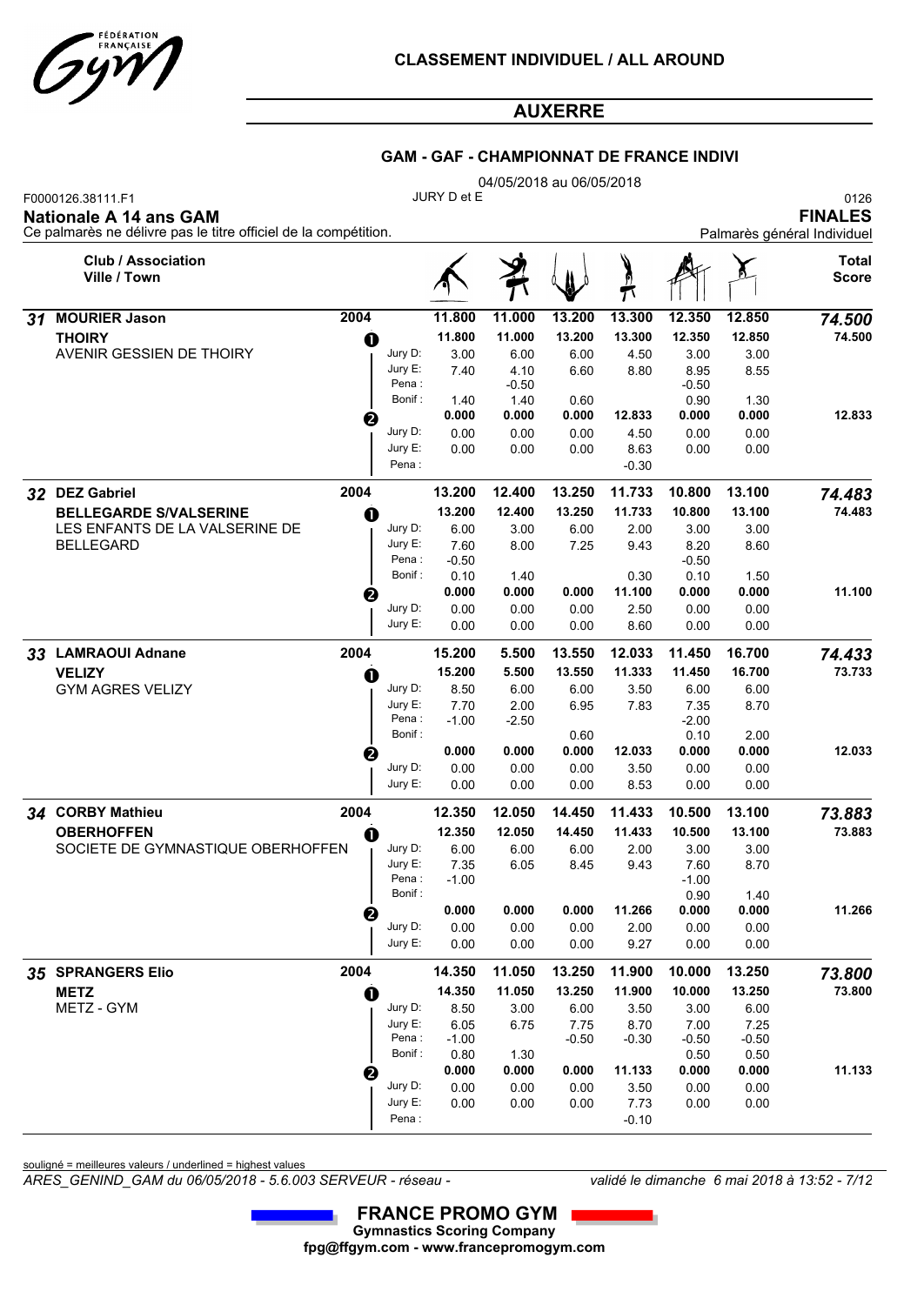# CLASSEMENT INDIVIDUEL / ALL AROUND

## AUXERRE

### GAM - GAF - CHAMPIONNAT DE FRANCE INDIVI

04/05/2018 au 06/05/2018

F0000126.38111.F1 — JURY D et E — 0126

**Nationale A 14 ans GAM** — **FINALES**

Ce palmarès ne délivre pas le titre officiel de la compétition. — Palmarès général Individuel

| | Club / Association Ville / Town | | | Sol | Arçons | Anneaux | Saut | Parallèles | Fixe | Total Score |
|---|---|---|---|---|---|---|---|---|---|---|
| **31** | **MOURIER Jason** | 2004 | | 11.800 | 11.000 | 13.200 | 13.300 | 12.350 | 12.850 | ***74.500*** |
| | **THOIRY** | ❶ | | 11.800 | 11.000 | 13.200 | 13.300 | 12.350 | 12.850 | 74.500 |
| | AVENIR GESSIEN DE THOIRY | | Jury D: | 3.00 | 6.00 | 6.00 | 4.50 | 3.00 | 3.00 | |
| | | | Jury E: | 7.40 | 4.10 | 6.60 | 8.80 | 8.95 | 8.55 | |
| | | | Pena : | | -0.50 | | | -0.50 | | |
| | | | Bonif : | 1.40 | 1.40 | 0.60 | | 0.90 | 1.30 | |
| | | ❷ | | 0.000 | 0.000 | 0.000 | 12.833 | 0.000 | 0.000 | 12.833 |
| | | | Jury D: | 0.00 | 0.00 | 0.00 | 4.50 | 0.00 | 0.00 | |
| | | | Jury E: | 0.00 | 0.00 | 0.00 | 8.63 | 0.00 | 0.00 | |
| | | | Pena : | | | | -0.30 | | | |
| **32** | **DEZ Gabriel** | 2004 | | 13.200 | 12.400 | 13.250 | 11.733 | 10.800 | 13.100 | ***74.483*** |
| | **BELLEGARDE S/VALSERINE** | ❶ | | 13.200 | 12.400 | 13.250 | 11.733 | 10.800 | 13.100 | 74.483 |
| | LES ENFANTS DE LA VALSERINE DE BELLEGARD | | Jury D: | 6.00 | 3.00 | 6.00 | 2.00 | 3.00 | 3.00 | |
| | | | Jury E: | 7.60 | 8.00 | 7.25 | 9.43 | 8.20 | 8.60 | |
| | | | Pena : | -0.50 | | | | -0.50 | | |
| | | | Bonif : | 0.10 | 1.40 | | 0.30 | 0.10 | 1.50 | |
| | | ❷ | | 0.000 | 0.000 | 0.000 | 11.100 | 0.000 | 0.000 | 11.100 |
| | | | Jury D: | 0.00 | 0.00 | 0.00 | 2.50 | 0.00 | 0.00 | |
| | | | Jury E: | 0.00 | 0.00 | 0.00 | 8.60 | 0.00 | 0.00 | |
| **33** | **LAMRAOUI Adnane** | 2004 | | 15.200 | 5.500 | 13.550 | 12.033 | 11.450 | 16.700 | ***74.433*** |
| | **VELIZY** | ❶ | | 15.200 | 5.500 | 13.550 | 11.333 | 11.450 | 16.700 | 73.733 |
| | GYM AGRES VELIZY | | Jury D: | 8.50 | 6.00 | 6.00 | 3.50 | 6.00 | 6.00 | |
| | | | Jury E: | 7.70 | 2.00 | 6.95 | 7.83 | 7.35 | 8.70 | |
| | | | Pena : | -1.00 | -2.50 | | | -2.00 | | |
| | | | Bonif : | | | 0.60 | | 0.10 | 2.00 | |
| | | ❷ | | 0.000 | 0.000 | 0.000 | 12.033 | 0.000 | 0.000 | 12.033 |
| | | | Jury D: | 0.00 | 0.00 | 0.00 | 3.50 | 0.00 | 0.00 | |
| | | | Jury E: | 0.00 | 0.00 | 0.00 | 8.53 | 0.00 | 0.00 | |
| **34** | **CORBY Mathieu** | 2004 | | 12.350 | 12.050 | 14.450 | 11.433 | 10.500 | 13.100 | ***73.883*** |
| | **OBERHOFFEN** | ❶ | | 12.350 | 12.050 | 14.450 | 11.433 | 10.500 | 13.100 | 73.883 |
| | SOCIETE DE GYMNASTIQUE OBERHOFFEN | | Jury D: | 6.00 | 6.00 | 6.00 | 2.00 | 3.00 | 3.00 | |
| | | | Jury E: | 7.35 | 6.05 | 8.45 | 9.43 | 7.60 | 8.70 | |
| | | | Pena : | -1.00 | | | | -1.00 | | |
| | | | Bonif : | | | | | 0.90 | 1.40 | |
| | | ❷ | | 0.000 | 0.000 | 0.000 | 11.266 | 0.000 | 0.000 | 11.266 |
| | | | Jury D: | 0.00 | 0.00 | 0.00 | 2.00 | 0.00 | 0.00 | |
| | | | Jury E: | 0.00 | 0.00 | 0.00 | 9.27 | 0.00 | 0.00 | |
| **35** | **SPRANGERS Elio** | 2004 | | 14.350 | 11.050 | 13.250 | 11.900 | 10.000 | 13.250 | ***73.800*** |
| | **METZ** | ❶ | | 14.350 | 11.050 | 13.250 | 11.900 | 10.000 | 13.250 | 73.800 |
| | METZ - GYM | | Jury D: | 8.50 | 3.00 | 6.00 | 3.50 | 3.00 | 6.00 | |
| | | | Jury E: | 6.05 | 6.75 | 7.75 | 8.70 | 7.00 | 7.25 | |
| | | | Pena : | -1.00 | | -0.50 | -0.30 | -0.50 | -0.50 | |
| | | | Bonif : | 0.80 | 1.30 | | | 0.50 | 0.50 | |
| | | ❷ | | 0.000 | 0.000 | 0.000 | 11.133 | 0.000 | 0.000 | 11.133 |
| | | | Jury D: | 0.00 | 0.00 | 0.00 | 3.50 | 0.00 | 0.00 | |
| | | | Jury E: | 0.00 | 0.00 | 0.00 | 7.73 | 0.00 | 0.00 | |
| | | | Pena : | | | | -0.10 | | | |

souligné = meilleures valeurs / underlined = highest values

*ARES_GENIND_GAM du 06/05/2018 - 5.6.003 SERVEUR - réseau -* *validé le dimanche 6 mai 2018 à 13:52*

**FRANCE PROMO GYM**
**Gymnastics Scoring Company**
**fpg@ffgym.com - www.francepromogym.com**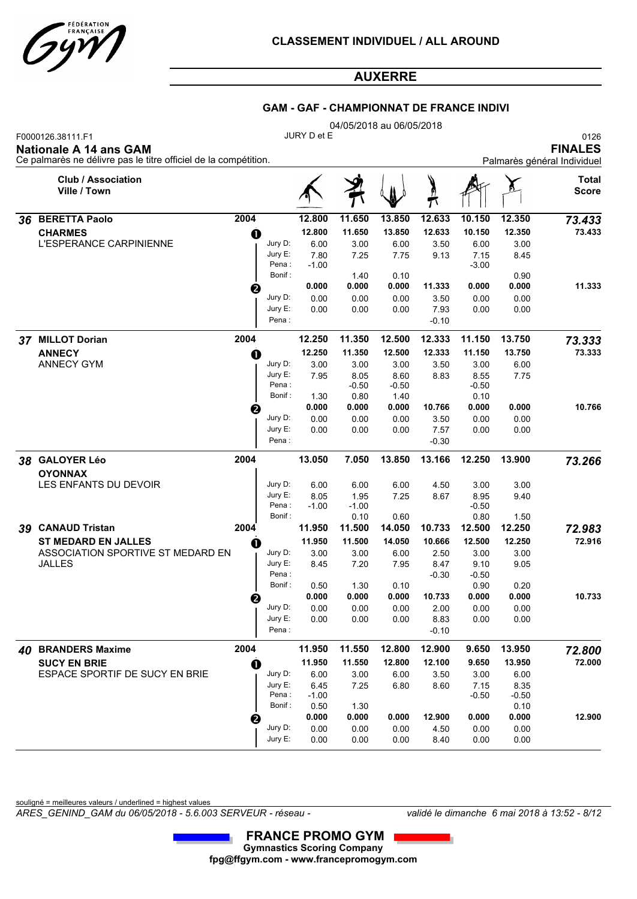# CLASSEMENT INDIVIDUEL / ALL AROUND

## AUXERRE

### GAM - GAF - CHAMPIONNAT DE FRANCE INDIVI

04/05/2018 au 06/05/2018

F0000126.38111.F1 — JURY D et E — 0126

**Nationale A 14 ans GAM** — **FINALES**

Ce palmarès ne délivre pas le titre officiel de la compétition. — Palmarès général Individuel

| Rang | Club / Association / Ville / Town | Année | | Sol | Arçons | Anneaux | Saut | Barres parallèles | Barre fixe | Total Score |
|---|---|---|---|---|---|---|---|---|---|---|
| 36 | **BERETTA Paolo** | 2004 | | 12.800 | 11.650 | 13.850 | 12.633 | 10.150 | 12.350 | *73.433* |
| | **CHARMES** | ❶ | | 12.800 | 11.650 | 13.850 | 12.633 | 10.150 | 12.350 | 73.433 |
| | L'ESPERANCE CARPINIENNE | | Jury D: | 6.00 | 3.00 | 6.00 | 3.50 | 6.00 | 3.00 | |
| | | | Jury E: | 7.80 | 7.25 | 7.75 | 9.13 | 7.15 | 8.45 | |
| | | | Pena : | -1.00 | | | | -3.00 | | |
| | | | Bonif : | | 1.40 | 0.10 | | | 0.90 | |
| | | ❷ | | 0.000 | 0.000 | 0.000 | 11.333 | 0.000 | 0.000 | 11.333 |
| | | | Jury D: | 0.00 | 0.00 | 0.00 | 3.50 | 0.00 | 0.00 | |
| | | | Jury E: | 0.00 | 0.00 | 0.00 | 7.93 | 0.00 | 0.00 | |
| | | | Pena : | | | | -0.10 | | | |
| 37 | **MILLOT Dorian** | 2004 | | 12.250 | 11.350 | 12.500 | 12.333 | 11.150 | 13.750 | *73.333* |
| | **ANNECY** | ❶ | | 12.250 | 11.350 | 12.500 | 12.333 | 11.150 | 13.750 | 73.333 |
| | ANNECY GYM | | Jury D: | 3.00 | 3.00 | 3.00 | 3.50 | 3.00 | 6.00 | |
| | | | Jury E: | 7.95 | 8.05 | 8.60 | 8.83 | 8.55 | 7.75 | |
| | | | Pena : | | -0.50 | -0.50 | | -0.50 | | |
| | | | Bonif : | 1.30 | 0.80 | 1.40 | | 0.10 | | |
| | | ❷ | | 0.000 | 0.000 | 0.000 | 10.766 | 0.000 | 0.000 | 10.766 |
| | | | Jury D: | 0.00 | 0.00 | 0.00 | 3.50 | 0.00 | 0.00 | |
| | | | Jury E: | 0.00 | 0.00 | 0.00 | 7.57 | 0.00 | 0.00 | |
| | | | Pena : | | | | -0.30 | | | |
| 38 | **GALOYER Léo** | 2004 | | 13.050 | 7.050 | 13.850 | 13.166 | 12.250 | 13.900 | *73.266* |
| | **OYONNAX** | | | | | | | | | |
| | LES ENFANTS DU DEVOIR | | Jury D: | 6.00 | 6.00 | 6.00 | 4.50 | 3.00 | 3.00 | |
| | | | Jury E: | 8.05 | 1.95 | 7.25 | 8.67 | 8.95 | 9.40 | |
| | | | Pena : | -1.00 | -1.00 | | | -0.50 | | |
| | | | Bonif : | | 0.10 | 0.60 | | 0.80 | 1.50 | |
| 39 | **CANAUD Tristan** | 2004 | | 11.950 | 11.500 | 14.050 | 10.733 | 12.500 | 12.250 | *72.983* |
| | **ST MEDARD EN JALLES** | ❶ | | 11.950 | 11.500 | 14.050 | 10.666 | 12.500 | 12.250 | 72.916 |
| | ASSOCIATION SPORTIVE ST MEDARD EN JALLES | | Jury D: | 3.00 | 3.00 | 6.00 | 2.50 | 3.00 | 3.00 | |
| | | | Jury E: | 8.45 | 7.20 | 7.95 | 8.47 | 9.10 | 9.05 | |
| | | | Pena : | | | | -0.30 | -0.50 | | |
| | | | Bonif : | 0.50 | 1.30 | 0.10 | | 0.90 | 0.20 | |
| | | ❷ | | 0.000 | 0.000 | 0.000 | 10.733 | 0.000 | 0.000 | 10.733 |
| | | | Jury D: | 0.00 | 0.00 | 0.00 | 2.00 | 0.00 | 0.00 | |
| | | | Jury E: | 0.00 | 0.00 | 0.00 | 8.83 | 0.00 | 0.00 | |
| | | | Pena : | | | | -0.10 | | | |
| 40 | **BRANDERS Maxime** | 2004 | | 11.950 | 11.550 | 12.800 | 12.900 | 9.650 | 13.950 | *72.800* |
| | **SUCY EN BRIE** | ❶ | | 11.950 | 11.550 | 12.800 | 12.100 | 9.650 | 13.950 | 72.000 |
| | ESPACE SPORTIF DE SUCY EN BRIE | | Jury D: | 6.00 | 3.00 | 6.00 | 3.50 | 3.00 | 6.00 | |
| | | | Jury E: | 6.45 | 7.25 | 6.80 | 8.60 | 7.15 | 8.35 | |
| | | | Pena : | -1.00 | | | | -0.50 | -0.50 | |
| | | | Bonif : | 0.50 | 1.30 | | | | 0.10 | |
| | | ❷ | | 0.000 | 0.000 | 0.000 | 12.900 | 0.000 | 0.000 | 12.900 |
| | | | Jury D: | 0.00 | 0.00 | 0.00 | 4.50 | 0.00 | 0.00 | |
| | | | Jury E: | 0.00 | 0.00 | 0.00 | 8.40 | 0.00 | 0.00 | |

souligné = meilleures valeurs / underlined = highest values

*ARES_GENIND_GAM du 06/05/2018 - 5.6.003 SERVEUR - réseau -* *validé le dimanche 6 mai 2018 à 13:52*

**FRANCE PROMO GYM**
**Gymnastics Scoring Company**
**fpg@ffgym.com - www.francepromogym.com**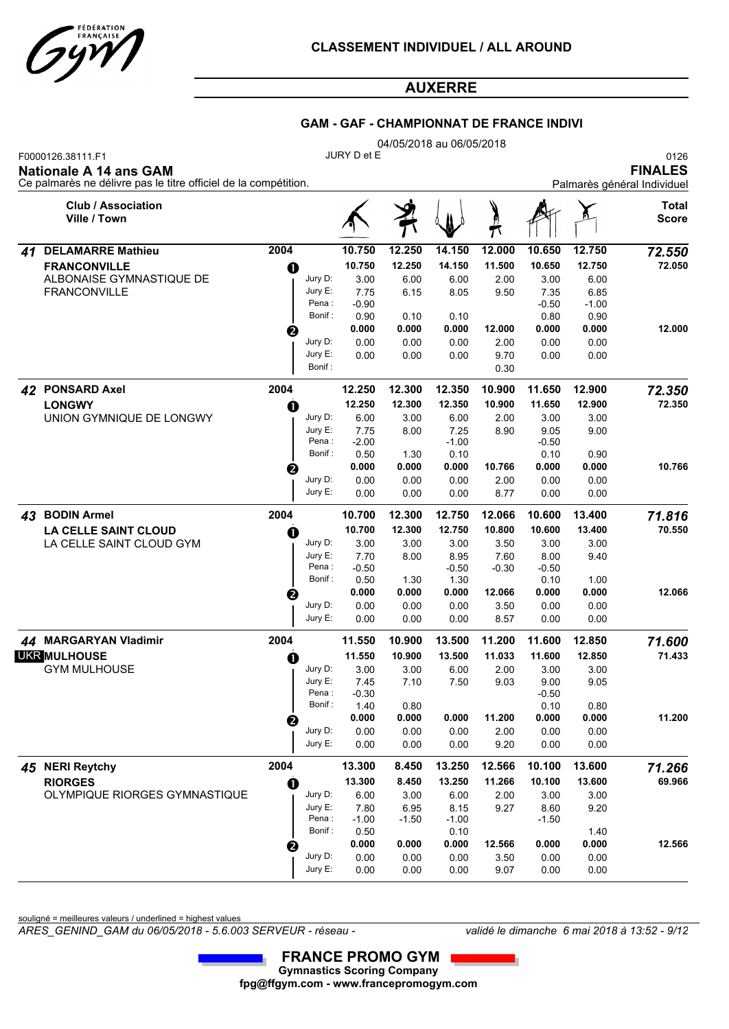# CLASSEMENT INDIVIDUEL / ALL AROUND

## AUXERRE

### GAM - GAF - CHAMPIONNAT DE FRANCE INDIVI

04/05/2018 au 06/05/2018

F0000126.38111.F1 — JURY D et E — 0126

**Nationale A 14 ans GAM** — **FINALES**

Ce palmarès ne délivre pas le titre officiel de la compétition. — Palmarès général Individuel

| Rang | Club / Association / Ville / Town | Année | | | Sol | Arçons | Anneaux | Saut | Parallèles | Fixe | Total Score |
|---|---|---|---|---|---|---|---|---|---|---|---|
| 41 | **DELAMARRE Mathieu** | 2004 | | | 10.750 | 12.250 | 14.150 | 12.000 | 10.650 | 12.750 | ***72.550*** |
| | **FRANCONVILLE** | | ❶ | | 10.750 | 12.250 | 14.150 | 11.500 | 10.650 | 12.750 | **72.050** |
| | ALBONAISE GYMNASTIQUE DE | | | Jury D: | 3.00 | 6.00 | 6.00 | 2.00 | 3.00 | 6.00 | |
| | FRANCONVILLE | | | Jury E: | 7.75 | 6.15 | 8.05 | 9.50 | 7.35 | 6.85 | |
| | | | | Pena : | -0.90 | | | | -0.50 | -1.00 | |
| | | | | Bonif : | 0.90 | 0.10 | 0.10 | | 0.80 | 0.90 | |
| | | | ❷ | | 0.000 | 0.000 | 0.000 | 12.000 | 0.000 | 0.000 | **12.000** |
| | | | | Jury D: | 0.00 | 0.00 | 0.00 | 2.00 | 0.00 | 0.00 | |
| | | | | Jury E: | 0.00 | 0.00 | 0.00 | 9.70 | 0.00 | 0.00 | |
| | | | | Bonif : | | | | 0.30 | | | |
| 42 | **PONSARD Axel** | 2004 | | | 12.250 | 12.300 | 12.350 | 10.900 | 11.650 | 12.900 | ***72.350*** |
| | **LONGWY** | | ❶ | | 12.250 | 12.300 | 12.350 | 10.900 | 11.650 | 12.900 | **72.350** |
| | UNION GYMNIQUE DE LONGWY | | | Jury D: | 6.00 | 3.00 | 6.00 | 2.00 | 3.00 | 3.00 | |
| | | | | Jury E: | 7.75 | 8.00 | 7.25 | 8.90 | 9.05 | 9.00 | |
| | | | | Pena : | -2.00 | | -1.00 | | -0.50 | | |
| | | | | Bonif : | 0.50 | 1.30 | 0.10 | | 0.10 | 0.90 | |
| | | | ❷ | | 0.000 | 0.000 | 0.000 | 10.766 | 0.000 | 0.000 | **10.766** |
| | | | | Jury D: | 0.00 | 0.00 | 0.00 | 2.00 | 0.00 | 0.00 | |
| | | | | Jury E: | 0.00 | 0.00 | 0.00 | 8.77 | 0.00 | 0.00 | |
| 43 | **BODIN Armel** | 2004 | | | 10.700 | 12.300 | 12.750 | 12.066 | 10.600 | 13.400 | ***71.816*** |
| | **LA CELLE SAINT CLOUD** | | ❶ | | 10.700 | 12.300 | 12.750 | 10.800 | 10.600 | 13.400 | **70.550** |
| | LA CELLE SAINT CLOUD GYM | | | Jury D: | 3.00 | 3.00 | 3.00 | 3.50 | 3.00 | 3.00 | |
| | | | | Jury E: | 7.70 | 8.00 | 8.95 | 7.60 | 8.00 | 9.40 | |
| | | | | Pena : | -0.50 | | -0.50 | -0.30 | -0.50 | | |
| | | | | Bonif : | 0.50 | 1.30 | 1.30 | | 0.10 | 1.00 | |
| | | | ❷ | | 0.000 | 0.000 | 0.000 | 12.066 | 0.000 | 0.000 | **12.066** |
| | | | | Jury D: | 0.00 | 0.00 | 0.00 | 3.50 | 0.00 | 0.00 | |
| | | | | Jury E: | 0.00 | 0.00 | 0.00 | 8.57 | 0.00 | 0.00 | |
| 44 | **MARGARYAN Vladimir** | 2004 | | | 11.550 | 10.900 | 13.500 | 11.200 | 11.600 | 12.850 | ***71.600*** |
| | UKR **MULHOUSE** | | ❶ | | 11.550 | 10.900 | 13.500 | 11.033 | 11.600 | 12.850 | **71.433** |
| | GYM MULHOUSE | | | Jury D: | 3.00 | 3.00 | 6.00 | 2.00 | 3.00 | 3.00 | |
| | | | | Jury E: | 7.45 | 7.10 | 7.50 | 9.03 | 9.00 | 9.05 | |
| | | | | Pena : | -0.30 | | | | -0.50 | | |
| | | | | Bonif : | 1.40 | 0.80 | | | 0.10 | 0.80 | |
| | | | ❷ | | 0.000 | 0.000 | 0.000 | 11.200 | 0.000 | 0.000 | **11.200** |
| | | | | Jury D: | 0.00 | 0.00 | 0.00 | 2.00 | 0.00 | 0.00 | |
| | | | | Jury E: | 0.00 | 0.00 | 0.00 | 9.20 | 0.00 | 0.00 | |
| 45 | **NERI Reytchy** | 2004 | | | 13.300 | 8.450 | 13.250 | 12.566 | 10.100 | 13.600 | ***71.266*** |
| | **RIORGES** | | ❶ | | 13.300 | 8.450 | 13.250 | 11.266 | 10.100 | 13.600 | **69.966** |
| | OLYMPIQUE RIORGES GYMNASTIQUE | | | Jury D: | 6.00 | 3.00 | 6.00 | 2.00 | 3.00 | 3.00 | |
| | | | | Jury E: | 7.80 | 6.95 | 8.15 | 9.27 | 8.60 | 9.20 | |
| | | | | Pena : | -1.00 | -1.50 | -1.00 | | -1.50 | | |
| | | | | Bonif : | 0.50 | | 0.10 | | | 1.40 | |
| | | | ❷ | | 0.000 | 0.000 | 0.000 | 12.566 | 0.000 | 0.000 | **12.566** |
| | | | | Jury D: | 0.00 | 0.00 | 0.00 | 3.50 | 0.00 | 0.00 | |
| | | | | Jury E: | 0.00 | 0.00 | 0.00 | 9.07 | 0.00 | 0.00 | |

souligné = meilleures valeurs / underlined = highest values

*ARES_GENIND_GAM du 06/05/2018 - 5.6.003 SERVEUR - réseau -* — *validé le dimanche 6 mai 2018 à 13:52*

**FRANCE PROMO GYM**
**Gymnastics Scoring Company**
**fpg@ffgym.com - www.francepromogym.com**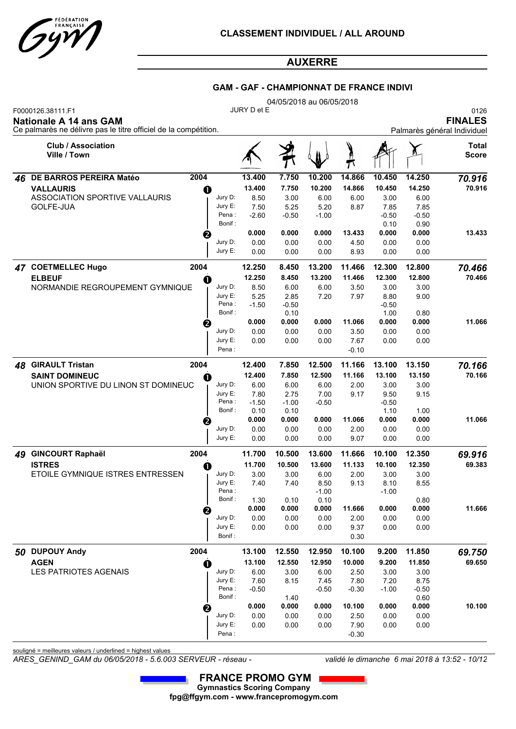# CLASSEMENT INDIVIDUEL / ALL AROUND

## AUXERRE

### GAM - GAF - CHAMPIONNAT DE FRANCE INDIVI

04/05/2018 au 06/05/2018

F0000126.38111.F1 — JURY D et E — 0126

**Nationale A 14 ans GAM** — **FINALES**

Ce palmarès ne délivre pas le titre officiel de la compétition. — Palmarès général Individuel

| Rang | Club / Association / Ville / Town | Année | Passage | | Sol | Arçons | Anneaux | Saut | Parallèles | Fixe | Total Score |
|---|---|---|---|---|---|---|---|---|---|---|---|
| 46 | **DE BARROS PEREIRA Matéo** | 2004 | | | 13.400 | 7.750 | 10.200 | 14.866 | 10.450 | 14.250 | ***70.916*** |
| | **VALLAURIS** | | 1 | | 13.400 | 7.750 | 10.200 | 14.866 | 10.450 | 14.250 | 70.916 |
| | ASSOCIATION SPORTIVE VALLAURIS GOLFE-JUA | | | Jury D: | 8.50 | 3.00 | 6.00 | 6.00 | 3.00 | 6.00 | |
| | | | | Jury E: | 7.50 | 5.25 | 5.20 | 8.87 | 7.85 | 7.85 | |
| | | | | Pena : | -2.60 | -0.50 | -1.00 | | -0.50 | -0.50 | |
| | | | | Bonif : | | | | | 0.10 | 0.90 | |
| | | | 2 | | 0.000 | 0.000 | 0.000 | 13.433 | 0.000 | 0.000 | 13.433 |
| | | | | Jury D: | 0.00 | 0.00 | 0.00 | 4.50 | 0.00 | 0.00 | |
| | | | | Jury E: | 0.00 | 0.00 | 0.00 | 8.93 | 0.00 | 0.00 | |
| 47 | **COETMELLEC Hugo** | 2004 | | | 12.250 | 8.450 | 13.200 | 11.466 | 12.300 | 12.800 | ***70.466*** |
| | **ELBEUF** | | 1 | | 12.250 | 8.450 | 13.200 | 11.466 | 12.300 | 12.800 | 70.466 |
| | NORMANDIE REGROUPEMENT GYMNIQUE | | | Jury D: | 8.50 | 6.00 | 6.00 | 3.50 | 3.00 | 3.00 | |
| | | | | Jury E: | 5.25 | 2.85 | 7.20 | 7.97 | 8.80 | 9.00 | |
| | | | | Pena : | -1.50 | -0.50 | | | -0.50 | | |
| | | | | Bonif : | | 0.10 | | | 1.00 | 0.80 | |
| | | | 2 | | 0.000 | 0.000 | 0.000 | 11.066 | 0.000 | 0.000 | 11.066 |
| | | | | Jury D: | 0.00 | 0.00 | 0.00 | 3.50 | 0.00 | 0.00 | |
| | | | | Jury E: | 0.00 | 0.00 | 0.00 | 7.67 | 0.00 | 0.00 | |
| | | | | Pena : | | | | -0.10 | | | |
| 48 | **GIRAULT Tristan** | 2004 | | | 12.400 | 7.850 | 12.500 | 11.166 | 13.100 | 13.150 | ***70.166*** |
| | **SAINT DOMINEUC** | | 1 | | 12.400 | 7.850 | 12.500 | 11.166 | 13.100 | 13.150 | 70.166 |
| | UNION SPORTIVE DU LINON ST DOMINEUC | | | Jury D: | 6.00 | 6.00 | 6.00 | 2.00 | 3.00 | 3.00 | |
| | | | | Jury E: | 7.80 | 2.75 | 7.00 | 9.17 | 9.50 | 9.15 | |
| | | | | Pena : | -1.50 | -1.00 | -0.50 | | -0.50 | | |
| | | | | Bonif : | 0.10 | 0.10 | | | 1.10 | 1.00 | |
| | | | 2 | | 0.000 | 0.000 | 0.000 | 11.066 | 0.000 | 0.000 | 11.066 |
| | | | | Jury D: | 0.00 | 0.00 | 0.00 | 2.00 | 0.00 | 0.00 | |
| | | | | Jury E: | 0.00 | 0.00 | 0.00 | 9.07 | 0.00 | 0.00 | |
| 49 | **GINCOURT Raphaël** | 2004 | | | 11.700 | 10.500 | 13.600 | 11.666 | 10.100 | 12.350 | ***69.916*** |
| | **ISTRES** | | 1 | | 11.700 | 10.500 | 13.600 | 11.133 | 10.100 | 12.350 | 69.383 |
| | ETOILE GYMNIQUE ISTRES ENTRESSEN | | | Jury D: | 3.00 | 3.00 | 6.00 | 2.00 | 3.00 | 3.00 | |
| | | | | Jury E: | 7.40 | 7.40 | 8.50 | 9.13 | 8.10 | 8.55 | |
| | | | | Pena : | | | -1.00 | | -1.00 | | |
| | | | | Bonif : | 1.30 | 0.10 | 0.10 | | | 0.80 | |
| | | | 2 | | 0.000 | 0.000 | 0.000 | 11.666 | 0.000 | 0.000 | 11.666 |
| | | | | Jury D: | 0.00 | 0.00 | 0.00 | 2.00 | 0.00 | 0.00 | |
| | | | | Jury E: | 0.00 | 0.00 | 0.00 | 9.37 | 0.00 | 0.00 | |
| | | | | Bonif : | | | | 0.30 | | | |
| 50 | **DUPOUY Andy** | 2004 | | | 13.100 | 12.550 | 12.950 | 10.100 | 9.200 | 11.850 | ***69.750*** |
| | **AGEN** | | 1 | | 13.100 | 12.550 | 12.950 | 10.000 | 9.200 | 11.850 | 69.650 |
| | LES PATRIOTES AGENAIS | | | Jury D: | 6.00 | 3.00 | 6.00 | 2.50 | 3.00 | 3.00 | |
| | | | | Jury E: | 7.60 | 8.15 | 7.45 | 7.80 | 7.20 | 8.75 | |
| | | | | Pena : | -0.50 | | -0.50 | -0.30 | -1.00 | -0.50 | |
| | | | | Bonif : | | 1.40 | | | | 0.60 | |
| | | | 2 | | 0.000 | 0.000 | 0.000 | 10.100 | 0.000 | 0.000 | 10.100 |
| | | | | Jury D: | 0.00 | 0.00 | 0.00 | 2.50 | 0.00 | 0.00 | |
| | | | | Jury E: | 0.00 | 0.00 | 0.00 | 7.90 | 0.00 | 0.00 | |
| | | | | Pena : | | | | -0.30 | | | |

souligné = meilleures valeurs / underlined = highest values

*ARES_GENIND_GAM du 06/05/2018 - 5.6.003 SERVEUR - réseau -* — *validé le dimanche 6 mai 2018 à 13:52*

**FRANCE PROMO GYM**
**Gymnastics Scoring Company**
**fpg@ffgym.com - www.francepromogym.com**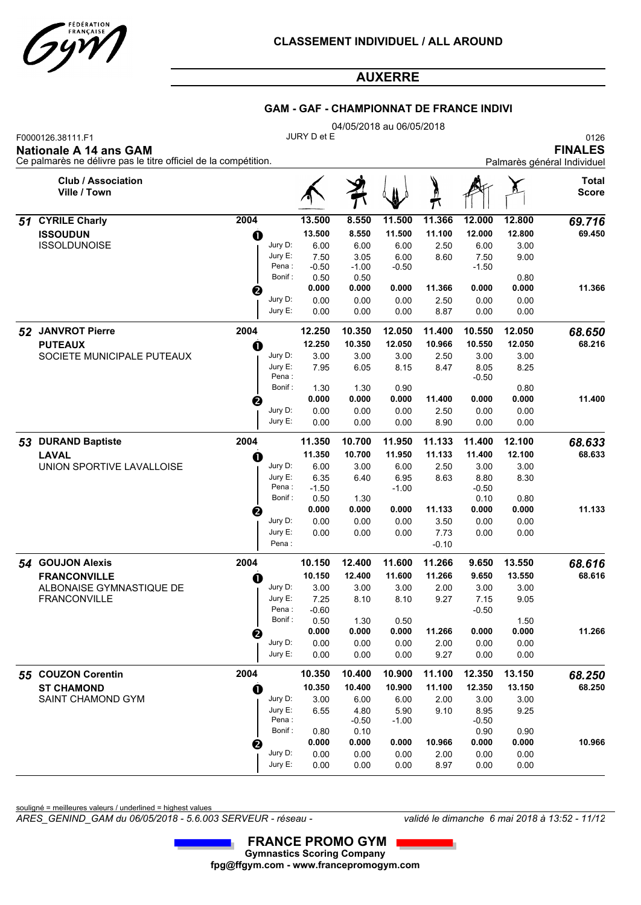**CLASSEMENT INDIVIDUEL / ALL AROUND**

## AUXERRE

### GAM - GAF - CHAMPIONNAT DE FRANCE INDIVI

04/05/2018 au 06/05/2018

F0000126.38111.F1 — JURY D et E — 0126

**Nationale A 14 ans GAM** — **FINALES**

Ce palmarès ne délivre pas le titre officiel de la compétition. — Palmarès général Individuel

| Rang | Club / Association Ville / Town | Année | | | Sol | Arçons | Anneaux | Saut | Parallèles | Fixe | Total Score |
|---|---|---|---|---|---|---|---|---|---|---|---|
| 51 | **CYRILE Charly** | 2004 | | | 13.500 | 8.550 | 11.500 | 11.366 | 12.000 | 12.800 | *69.716* |
| | **ISSOUDUN** | | ❶ | | 13.500 | 8.550 | 11.500 | 11.100 | 12.000 | 12.800 | 69.450 |
| | ISSOLDUNOISE | | | Jury D: | 6.00 | 6.00 | 6.00 | 2.50 | 6.00 | 3.00 | |
| | | | | Jury E: | 7.50 | 3.05 | 6.00 | 8.60 | 7.50 | 9.00 | |
| | | | | Pena : | -0.50 | -1.00 | -0.50 | | -1.50 | | |
| | | | | Bonif : | 0.50 | 0.50 | | | | 0.80 | |
| | | | ❷ | | 0.000 | 0.000 | 0.000 | 11.366 | 0.000 | 0.000 | 11.366 |
| | | | | Jury D: | 0.00 | 0.00 | 0.00 | 2.50 | 0.00 | 0.00 | |
| | | | | Jury E: | 0.00 | 0.00 | 0.00 | 8.87 | 0.00 | 0.00 | |
| 52 | **JANVROT Pierre** | 2004 | | | 12.250 | 10.350 | 12.050 | 11.400 | 10.550 | 12.050 | *68.650* |
| | **PUTEAUX** | | ❶ | | 12.250 | 10.350 | 12.050 | 10.966 | 10.550 | 12.050 | 68.216 |
| | SOCIETE MUNICIPALE PUTEAUX | | | Jury D: | 3.00 | 3.00 | 3.00 | 2.50 | 3.00 | 3.00 | |
| | | | | Jury E: | 7.95 | 6.05 | 8.15 | 8.47 | 8.05 | 8.25 | |
| | | | | Pena : | | | | | -0.50 | | |
| | | | | Bonif : | 1.30 | 1.30 | 0.90 | | | 0.80 | |
| | | | ❷ | | 0.000 | 0.000 | 0.000 | 11.400 | 0.000 | 0.000 | 11.400 |
| | | | | Jury D: | 0.00 | 0.00 | 0.00 | 2.50 | 0.00 | 0.00 | |
| | | | | Jury E: | 0.00 | 0.00 | 0.00 | 8.90 | 0.00 | 0.00 | |
| 53 | **DURAND Baptiste** | 2004 | | | 11.350 | 10.700 | 11.950 | 11.133 | 11.400 | 12.100 | *68.633* |
| | **LAVAL** | | ❶ | | 11.350 | 10.700 | 11.950 | 11.133 | 11.400 | 12.100 | 68.633 |
| | UNION SPORTIVE LAVALLOISE | | | Jury D: | 6.00 | 3.00 | 6.00 | 2.50 | 3.00 | 3.00 | |
| | | | | Jury E: | 6.35 | 6.40 | 6.95 | 8.63 | 8.80 | 8.30 | |
| | | | | Pena : | -1.50 | | -1.00 | | -0.50 | | |
| | | | | Bonif : | 0.50 | 1.30 | | | 0.10 | 0.80 | |
| | | | ❷ | | 0.000 | 0.000 | 0.000 | 11.133 | 0.000 | 0.000 | 11.133 |
| | | | | Jury D: | 0.00 | 0.00 | 0.00 | 3.50 | 0.00 | 0.00 | |
| | | | | Jury E: | 0.00 | 0.00 | 0.00 | 7.73 | 0.00 | 0.00 | |
| | | | | Pena : | | | | -0.10 | | | |
| 54 | **GOUJON Alexis** | 2004 | | | 10.150 | 12.400 | 11.600 | 11.266 | 9.650 | 13.550 | *68.616* |
| | **FRANCONVILLE** | | ❶ | | 10.150 | 12.400 | 11.600 | 11.266 | 9.650 | 13.550 | 68.616 |
| | ALBONAISE GYMNASTIQUE DE FRANCONVILLE | | | Jury D: | 3.00 | 3.00 | 3.00 | 2.00 | 3.00 | 3.00 | |
| | | | | Jury E: | 7.25 | 8.10 | 8.10 | 9.27 | 7.15 | 9.05 | |
| | | | | Pena : | -0.60 | | | | -0.50 | | |
| | | | | Bonif : | 0.50 | 1.30 | 0.50 | | | 1.50 | |
| | | | ❷ | | 0.000 | 0.000 | 0.000 | 11.266 | 0.000 | 0.000 | 11.266 |
| | | | | Jury D: | 0.00 | 0.00 | 0.00 | 2.00 | 0.00 | 0.00 | |
| | | | | Jury E: | 0.00 | 0.00 | 0.00 | 9.27 | 0.00 | 0.00 | |
| 55 | **COUZON Corentin** | 2004 | | | 10.350 | 10.400 | 10.900 | 11.100 | 12.350 | 13.150 | *68.250* |
| | **ST CHAMOND** | | ❶ | | 10.350 | 10.400 | 10.900 | 11.100 | 12.350 | 13.150 | 68.250 |
| | SAINT CHAMOND GYM | | | Jury D: | 3.00 | 6.00 | 6.00 | 2.00 | 3.00 | 3.00 | |
| | | | | Jury E: | 6.55 | 4.80 | 5.90 | 9.10 | 8.95 | 9.25 | |
| | | | | Pena : | | -0.50 | -1.00 | | -0.50 | | |
| | | | | Bonif : | 0.80 | 0.10 | | | 0.90 | 0.90 | |
| | | | ❷ | | 0.000 | 0.000 | 0.000 | 10.966 | 0.000 | 0.000 | 10.966 |
| | | | | Jury D: | 0.00 | 0.00 | 0.00 | 2.00 | 0.00 | 0.00 | |
| | | | | Jury E: | 0.00 | 0.00 | 0.00 | 8.97 | 0.00 | 0.00 | |

souligné = meilleures valeurs / underlined = highest values

*ARES_GENIND_GAM du 06/05/2018 - 5.6.003 SERVEUR - réseau -* — *validé le dimanche 6 mai 2018 à 13:52*

**FRANCE PROMO GYM**
**Gymnastics Scoring Company**
**fpg@ffgym.com - www.francepromogym.com**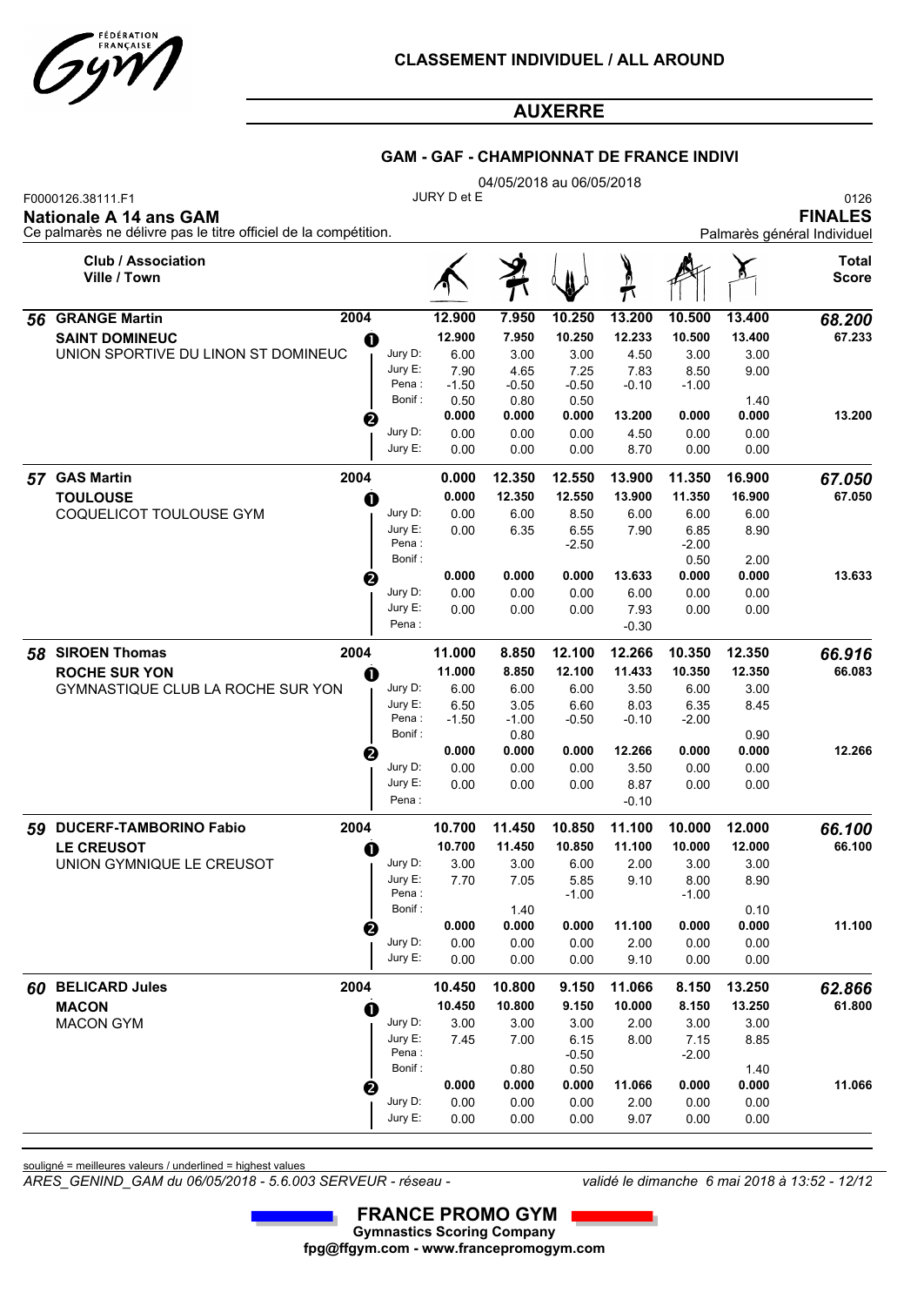# CLASSEMENT INDIVIDUEL / ALL AROUND

## AUXERRE

### GAM - GAF - CHAMPIONNAT DE FRANCE INDIVI

04/05/2018 au 06/05/2018

F0000126.38111.F1 — JURY D et E — 0126

**Nationale A 14 ans GAM** — **FINALES**

Ce palmarès ne délivre pas le titre officiel de la compétition. — Palmarès général Individuel

| | Club / Association Ville / Town | | | Sol | Arçons | Anneaux | Saut | Parallèles | Fixe | Total Score |
|---|---|---|---|---|---|---|---|---|---|---|
| 56 | **GRANGE Martin** | 2004 | | 12.900 | 7.950 | 10.250 | 13.200 | 10.500 | 13.400 | ***68.200*** |
| | **SAINT DOMINEUC** | ❶ | | 12.900 | 7.950 | 10.250 | 12.233 | 10.500 | 13.400 | 67.233 |
| | UNION SPORTIVE DU LINON ST DOMINEUC | | Jury D: | 6.00 | 3.00 | 3.00 | 4.50 | 3.00 | 3.00 | |
| | | | Jury E: | 7.90 | 4.65 | 7.25 | 7.83 | 8.50 | 9.00 | |
| | | | Pena : | -1.50 | -0.50 | -0.50 | -0.10 | -1.00 | | |
| | | | Bonif : | 0.50 | 0.80 | 0.50 | | | 1.40 | |
| | | ❷ | | 0.000 | 0.000 | 0.000 | 13.200 | 0.000 | 0.000 | 13.200 |
| | | | Jury D: | 0.00 | 0.00 | 0.00 | 4.50 | 0.00 | 0.00 | |
| | | | Jury E: | 0.00 | 0.00 | 0.00 | 8.70 | 0.00 | 0.00 | |
| 57 | **GAS Martin** | 2004 | | 0.000 | 12.350 | 12.550 | 13.900 | 11.350 | 16.900 | ***67.050*** |
| | **TOULOUSE** | ❶ | | 0.000 | 12.350 | 12.550 | 13.900 | 11.350 | 16.900 | 67.050 |
| | COQUELICOT TOULOUSE GYM | | Jury D: | 0.00 | 6.00 | 8.50 | 6.00 | 6.00 | 6.00 | |
| | | | Jury E: | 0.00 | 6.35 | 6.55 | 7.90 | 6.85 | 8.90 | |
| | | | Pena : | | | -2.50 | | -2.00 | | |
| | | | Bonif : | | | | | 0.50 | 2.00 | |
| | | ❷ | | 0.000 | 0.000 | 0.000 | 13.633 | 0.000 | 0.000 | 13.633 |
| | | | Jury D: | 0.00 | 0.00 | 0.00 | 6.00 | 0.00 | 0.00 | |
| | | | Jury E: | 0.00 | 0.00 | 0.00 | 7.93 | 0.00 | 0.00 | |
| | | | Pena : | | | | -0.30 | | | |
| 58 | **SIROEN Thomas** | 2004 | | 11.000 | 8.850 | 12.100 | 12.266 | 10.350 | 12.350 | ***66.916*** |
| | **ROCHE SUR YON** | ❶ | | 11.000 | 8.850 | 12.100 | 11.433 | 10.350 | 12.350 | 66.083 |
| | GYMNASTIQUE CLUB LA ROCHE SUR YON | | Jury D: | 6.00 | 6.00 | 6.00 | 3.50 | 6.00 | 3.00 | |
| | | | Jury E: | 6.50 | 3.05 | 6.60 | 8.03 | 6.35 | 8.45 | |
| | | | Pena : | -1.50 | -1.00 | -0.50 | -0.10 | -2.00 | | |
| | | | Bonif : | | 0.80 | | | | 0.90 | |
| | | ❷ | | 0.000 | 0.000 | 0.000 | 12.266 | 0.000 | 0.000 | 12.266 |
| | | | Jury D: | 0.00 | 0.00 | 0.00 | 3.50 | 0.00 | 0.00 | |
| | | | Jury E: | 0.00 | 0.00 | 0.00 | 8.87 | 0.00 | 0.00 | |
| | | | Pena : | | | | -0.10 | | | |
| 59 | **DUCERF-TAMBORINO Fabio** | 2004 | | 10.700 | 11.450 | 10.850 | 11.100 | 10.000 | 12.000 | ***66.100*** |
| | **LE CREUSOT** | ❶ | | 10.700 | 11.450 | 10.850 | 11.100 | 10.000 | 12.000 | 66.100 |
| | UNION GYMNIQUE LE CREUSOT | | Jury D: | 3.00 | 3.00 | 6.00 | 2.00 | 3.00 | 3.00 | |
| | | | Jury E: | 7.70 | 7.05 | 5.85 | 9.10 | 8.00 | 8.90 | |
| | | | Pena : | | | -1.00 | | -1.00 | | |
| | | | Bonif : | | 1.40 | | | | 0.10 | |
| | | ❷ | | 0.000 | 0.000 | 0.000 | 11.100 | 0.000 | 0.000 | 11.100 |
| | | | Jury D: | 0.00 | 0.00 | 0.00 | 2.00 | 0.00 | 0.00 | |
| | | | Jury E: | 0.00 | 0.00 | 0.00 | 9.10 | 0.00 | 0.00 | |
| 60 | **BELICARD Jules** | 2004 | | 10.450 | 10.800 | 9.150 | 11.066 | 8.150 | 13.250 | ***62.866*** |
| | **MACON** | ❶ | | 10.450 | 10.800 | 9.150 | 10.000 | 8.150 | 13.250 | 61.800 |
| | MACON GYM | | Jury D: | 3.00 | 3.00 | 3.00 | 2.00 | 3.00 | 3.00 | |
| | | | Jury E: | 7.45 | 7.00 | 6.15 | 8.00 | 7.15 | 8.85 | |
| | | | Pena : | | | -0.50 | | -2.00 | | |
| | | | Bonif : | | 0.80 | 0.50 | | | 1.40 | |
| | | ❷ | | 0.000 | 0.000 | 0.000 | 11.066 | 0.000 | 0.000 | 11.066 |
| | | | Jury D: | 0.00 | 0.00 | 0.00 | 2.00 | 0.00 | 0.00 | |
| | | | Jury E: | 0.00 | 0.00 | 0.00 | 9.07 | 0.00 | 0.00 | |

souligné = meilleures valeurs / underlined = highest values

*ARES_GENIND_GAM du 06/05/2018 - 5.6.003 SERVEUR - réseau -* *validé le dimanche 6 mai 2018 à 13:52*

**FRANCE PROMO GYM**
**Gymnastics Scoring Company**
**fpg@ffgym.com - www.francepromogym.com**